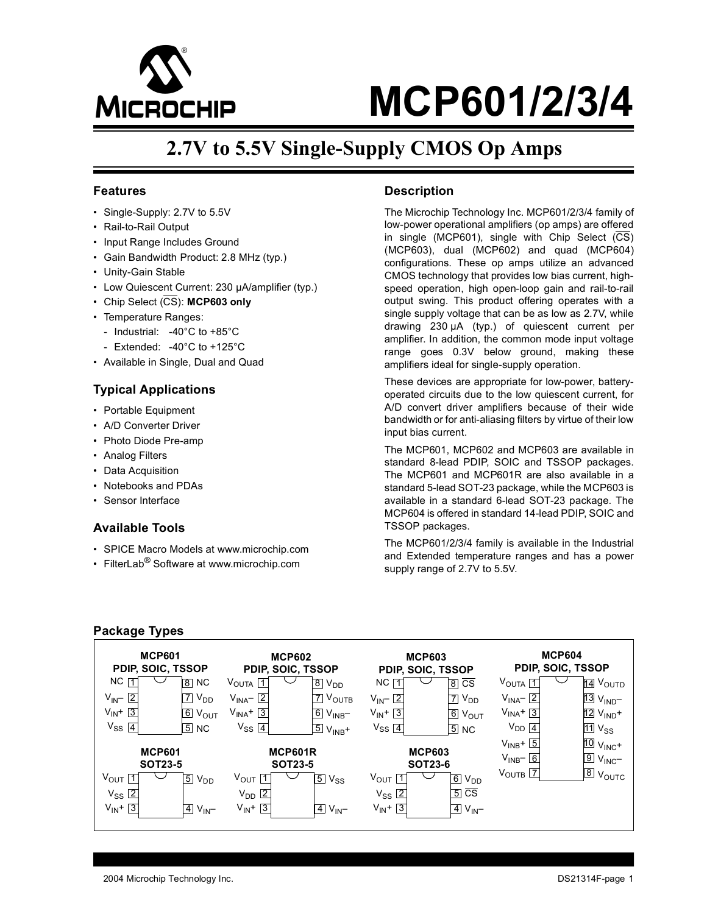# MCP601/2/3/4

## 2.7V to 5.5V Single-Supply CMOS Op Amps

### Features

- Single-Supply: 2.7V to 5.5V
- Rail-to-Rail Output
- Input Range Includes Ground
- Gain Bandwidth Product: 2.8 MHz (typ.)
- Unity-Gain Stable
- Low Quiescent Current: 230 µA/amplifier (typ.)
- Chip Select ($\overline{CS}$): **MCP603 only**
- Temperature Ranges:
  - Industrial: -40°C to +85°C
  - Extended: -40°C to +125°C
- Available in Single, Dual and Quad

### Typical Applications

- Portable Equipment
- A/D Converter Driver
- Photo Diode Pre-amp
- Analog Filters
- Data Acquisition
- Notebooks and PDAs
- Sensor Interface

### Available Tools

- SPICE Macro Models at www.microchip.com
- FilterLab® Software at www.microchip.com

### Description

The Microchip Technology Inc. MCP601/2/3/4 family of low-power operational amplifiers (op amps) are offered in single (MCP601), single with Chip Select ($\overline{CS}$) (MCP603), dual (MCP602) and quad (MCP604) configurations. These op amps utilize an advanced CMOS technology that provides low bias current, high-speed operation, high open-loop gain and rail-to-rail output swing. This product offering operates with a single supply voltage that can be as low as 2.7V, while drawing 230 µA (typ.) of quiescent current per amplifier. In addition, the common mode input voltage range goes 0.3V below ground, making these amplifiers ideal for single-supply operation.

These devices are appropriate for low-power, battery-operated circuits due to the low quiescent current, for A/D convert driver amplifiers because of their wide bandwidth or for anti-aliasing filters by virtue of their low input bias current.

The MCP601, MCP602 and MCP603 are available in standard 8-lead PDIP, SOIC and TSSOP packages. The MCP601 and MCP601R are also available in a standard 5-lead SOT-23 package, while the MCP603 is available in a standard 6-lead SOT-23 package. The MCP604 is offered in standard 14-lead PDIP, SOIC and TSSOP packages.

The MCP601/2/3/4 family is available in the Industrial and Extended temperature ranges and has a power supply range of 2.7V to 5.5V.

### Package Types

**MCP601 PDIP, SOIC, TSSOP**

| Pin | Name | Pin | Name |
|---|---|---|---|
| 1 | NC | 8 | NC |
| 2 | $V_{IN}-$ | 7 | $V_{DD}$ |
| 3 | $V_{IN}+$ | 6 | $V_{OUT}$ |
| 4 | $V_{SS}$ | 5 | NC |

**MCP602 PDIP, SOIC, TSSOP**

| Pin | Name | Pin | Name |
|---|---|---|---|
| 1 | $V_{OUTA}$ | 8 | $V_{DD}$ |
| 2 | $V_{INA}-$ | 7 | $V_{OUTB}$ |
| 3 | $V_{INA}+$ | 6 | $V_{INB}-$ |
| 4 | $V_{SS}$ | 5 | $V_{INB}+$ |

**MCP603 PDIP, SOIC, TSSOP**

| Pin | Name | Pin | Name |
|---|---|---|---|
| 1 | NC | 8 | $\overline{CS}$ |
| 2 | $V_{IN}-$ | 7 | $V_{DD}$ |
| 3 | $V_{IN}+$ | 6 | $V_{OUT}$ |
| 4 | $V_{SS}$ | 5 | NC |

**MCP604 PDIP, SOIC, TSSOP**

| Pin | Name | Pin | Name |
|---|---|---|---|
| 1 | $V_{OUTA}$ | 14 | $V_{OUTD}$ |
| 2 | $V_{INA}-$ | 13 | $V_{IND}-$ |
| 3 | $V_{INA}+$ | 12 | $V_{IND}+$ |
| 4 | $V_{DD}$ | 11 | $V_{SS}$ |
| 5 | $V_{INB}+$ | 10 | $V_{INC}+$ |
| 6 | $V_{INB}-$ | 9 | $V_{INC}-$ |
| 7 | $V_{OUTB}$ | 8 | $V_{OUTC}$ |

**MCP601 SOT23-5**

| Pin | Name | Pin | Name |
|---|---|---|---|
| 1 | $V_{OUT}$ | 5 | $V_{DD}$ |
| 2 | $V_{SS}$ | | |
| 3 | $V_{IN}+$ | 4 | $V_{IN}-$ |

**MCP601R SOT23-5**

| Pin | Name | Pin | Name |
|---|---|---|---|
| 1 | $V_{OUT}$ | 5 | $V_{SS}$ |
| 2 | $V_{DD}$ | | |
| 3 | $V_{IN}+$ | 4 | $V_{IN}-$ |

**MCP603 SOT23-6**

| Pin | Name | Pin | Name |
|---|---|---|---|
| 1 | $V_{OUT}$ | 6 | $V_{DD}$ |
| 2 | $V_{SS}$ | 5 | $\overline{CS}$ |
| 3 | $V_{IN}+$ | 4 | $V_{IN}-$ |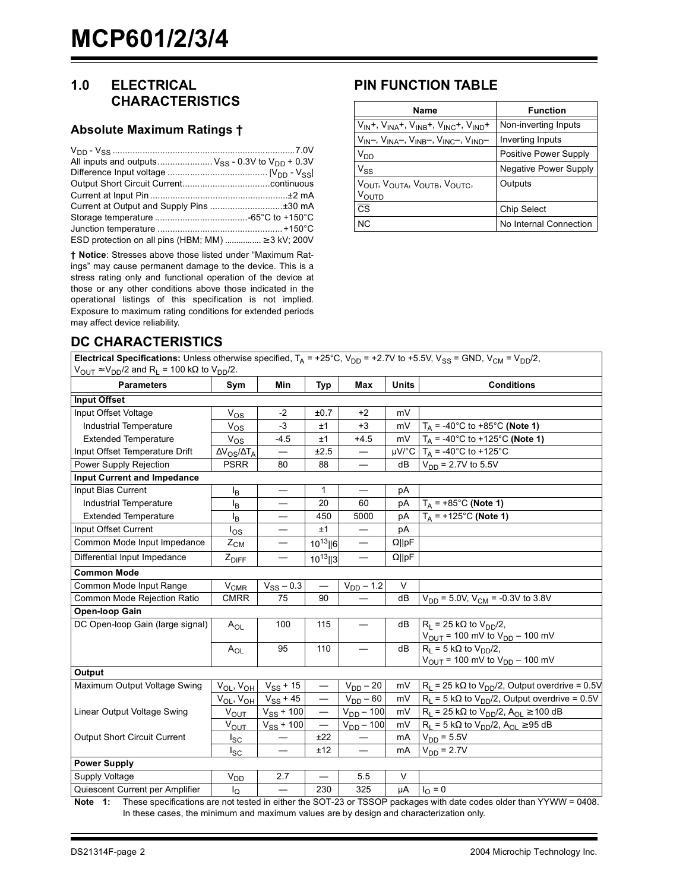## 1.0 ELECTRICAL CHARACTERISTICS

### Absolute Maximum Ratings †

$V_{DD}$ - $V_{SS}$ ........................................................................7.0V
All inputs and outputs...................... $V_{SS}$ - 0.3V to $V_{DD}$ + 0.3V
Difference Input voltage ........................................ $|V_{DD} - V_{SS}|$
Output Short Circuit Current...................................continuous
Current at Input Pin .......................................................±2 mA
Current at Output and Supply Pins .............................±30 mA
Storage temperature .....................................-65°C to +150°C
Junction temperature ..................................................+150°C
ESD protection on all pins (HBM; MM) ................ ≥3 kV; 200V

**† Notice**: Stresses above those listed under "Maximum Ratings" may cause permanent damage to the device. This is a stress rating only and functional operation of the device at those or any other conditions above those indicated in the operational listings of this specification is not implied. Exposure to maximum rating conditions for extended periods may affect device reliability.

## PIN FUNCTION TABLE

| Name | Function |
|---|---|
| $V_{IN}+$, $V_{INA}+$, $V_{INB}+$, $V_{INC}+$, $V_{IND}+$ | Non-inverting Inputs |
| $V_{IN}–$, $V_{INA}–$, $V_{INB}–$, $V_{INC}–$, $V_{IND}–$ | Inverting Inputs |
| $V_{DD}$ | Positive Power Supply |
| $V_{SS}$ | Negative Power Supply |
| $V_{OUT}$, $V_{OUTA}$, $V_{OUTB}$, $V_{OUTC}$, $V_{OUTD}$ | Outputs |
| $\overline{CS}$ | Chip Select |
| NC | No Internal Connection |

## DC CHARACTERISTICS

**Electrical Specifications:** Unless otherwise specified, $T_A$ = +25°C, $V_{DD}$ = +2.7V to +5.5V, $V_{SS}$ = GND, $V_{CM}$ = $V_{DD}/2$, $V_{OUT} \approx V_{DD}/2$ and $R_L$ = 100 kΩ to $V_{DD}/2$.

| Parameters | Sym | Min | Typ | Max | Units | Conditions |
|---|---|---|---|---|---|---|
| **Input Offset** | | | | | | |
| Input Offset Voltage | $V_{OS}$ | -2 | ±0.7 | +2 | mV | |
| Industrial Temperature | $V_{OS}$ | -3 | ±1 | +3 | mV | $T_A$ = -40°C to +85°C **(Note 1)** |
| Extended Temperature | $V_{OS}$ | -4.5 | ±1 | +4.5 | mV | $T_A$ = -40°C to +125°C **(Note 1)** |
| Input Offset Temperature Drift | $\Delta V_{OS}/\Delta T_A$ | — | ±2.5 | — | µV/°C | $T_A$ = -40°C to +125°C |
| Power Supply Rejection | PSRR | 80 | 88 | — | dB | $V_{DD}$ = 2.7V to 5.5V |
| **Input Current and Impedance** | | | | | | |
| Input Bias Current | $I_B$ | — | 1 | — | pA | |
| Industrial Temperature | $I_B$ | — | 20 | 60 | pA | $T_A$ = +85°C **(Note 1)** |
| Extended Temperature | $I_B$ | — | 450 | 5000 | pA | $T_A$ = +125°C **(Note 1)** |
| Input Offset Current | $I_{OS}$ | — | ±1 | — | pA | |
| Common Mode Input Impedance | $Z_{CM}$ | — | $10^{13}$‖6 | — | Ω‖pF | |
| Differential Input Impedance | $Z_{DIFF}$ | — | $10^{13}$‖3 | — | Ω‖pF | |
| **Common Mode** | | | | | | |
| Common Mode Input Range | $V_{CMR}$ | $V_{SS}$ – 0.3 | — | $V_{DD}$ – 1.2 | V | |
| Common Mode Rejection Ratio | CMRR | 75 | 90 | — | dB | $V_{DD}$ = 5.0V, $V_{CM}$ = -0.3V to 3.8V |
| **Open-loop Gain** | | | | | | |
| DC Open-loop Gain (large signal) | $A_{OL}$ | 100 | 115 | — | dB | $R_L$ = 25 kΩ to $V_{DD}/2$, $V_{OUT}$ = 100 mV to $V_{DD}$ – 100 mV |
| | $A_{OL}$ | 95 | 110 | — | dB | $R_L$ = 5 kΩ to $V_{DD}/2$, $V_{OUT}$ = 100 mV to $V_{DD}$ – 100 mV |
| **Output** | | | | | | |
| Maximum Output Voltage Swing | $V_{OL}$, $V_{OH}$ | $V_{SS}$ + 15 | — | $V_{DD}$ – 20 | mV | $R_L$ = 25 kΩ to $V_{DD}/2$, Output overdrive = 0.5V |
| | $V_{OL}$, $V_{OH}$ | $V_{SS}$ + 45 | — | $V_{DD}$ – 60 | mV | $R_L$ = 5 kΩ to $V_{DD}/2$, Output overdrive = 0.5V |
| Linear Output Voltage Swing | $V_{OUT}$ | $V_{SS}$ + 100 | — | $V_{DD}$ – 100 | mV | $R_L$ = 25 kΩ to $V_{DD}/2$, $A_{OL}$ ≥ 100 dB |
| | $V_{OUT}$ | $V_{SS}$ + 100 | — | $V_{DD}$ – 100 | mV | $R_L$ = 5 kΩ to $V_{DD}/2$, $A_{OL}$ ≥ 95 dB |
| Output Short Circuit Current | $I_{SC}$ | — | ±22 | — | mA | $V_{DD}$ = 5.5V |
| | $I_{SC}$ | — | ±12 | — | mA | $V_{DD}$ = 2.7V |
| **Power Supply** | | | | | | |
| Supply Voltage | $V_{DD}$ | 2.7 | — | 5.5 | V | |
| Quiescent Current per Amplifier | $I_Q$ | — | 230 | 325 | µA | $I_O$ = 0 |

**Note 1:** These specifications are not tested in either the SOT-23 or TSSOP packages with date codes older than YYWW = 0408. In these cases, the minimum and maximum values are by design and characterization only.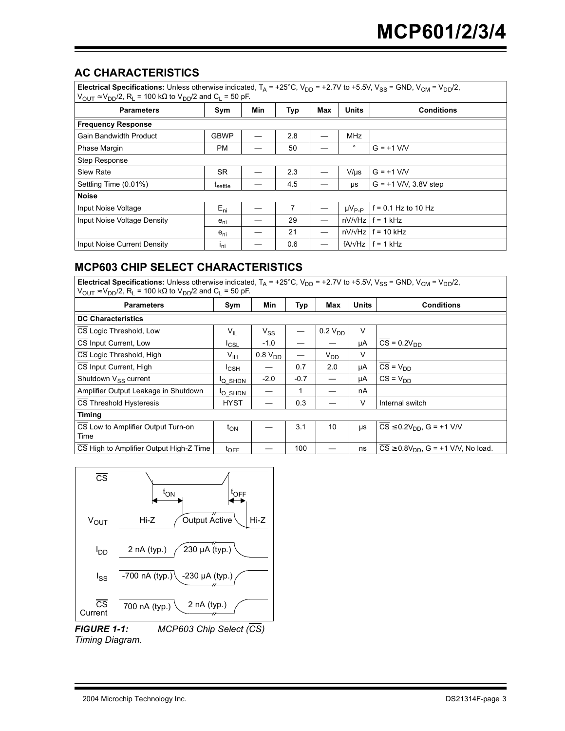## AC CHARACTERISTICS

| **Electrical Specifications:** Unless otherwise indicated, $T_A$ = +25°C, $V_{DD}$ = +2.7V to +5.5V, $V_{SS}$ = GND, $V_{CM}$ = $V_{DD}/2$, $V_{OUT} \approx V_{DD}/2$, $R_L$ = 100 kΩ to $V_{DD}/2$ and $C_L$ = 50 pF. | | | | | | |
|---|---|---|---|---|---|---|
| **Parameters** | **Sym** | **Min** | **Typ** | **Max** | **Units** | **Conditions** |
| **Frequency Response** | | | | | | |
| Gain Bandwidth Product | GBWP | — | 2.8 | — | MHz | |
| Phase Margin | PM | — | 50 | — | ° | G = +1 V/V |
| Step Response | | | | | | |
| Slew Rate | SR | — | 2.3 | — | V/µs | G = +1 V/V |
| Settling Time (0.01%) | $t_{settle}$ | — | 4.5 | — | µs | G = +1 V/V, 3.8V step |
| **Noise** | | | | | | |
| Input Noise Voltage | $E_{ni}$ | — | 7 | — | $µV_{P-P}$ | f = 0.1 Hz to 10 Hz |
| Input Noise Voltage Density | $e_{ni}$ | — | 29 | — | nV/√Hz | f = 1 kHz |
| | $e_{ni}$ | — | 21 | — | nV/√Hz | f = 10 kHz |
| Input Noise Current Density | $i_{ni}$ | — | 0.6 | — | fA/√Hz | f = 1 kHz |

## MCP603 CHIP SELECT CHARACTERISTICS

| **Electrical Specifications:** Unless otherwise indicated, $T_A$ = +25°C, $V_{DD}$ = +2.7V to +5.5V, $V_{SS}$ = GND, $V_{CM}$ = $V_{DD}/2$, $V_{OUT} \approx V_{DD}/2$, $R_L$ = 100 kΩ to $V_{DD}/2$ and $C_L$ = 50 pF. | | | | | | |
|---|---|---|---|---|---|---|
| **Parameters** | **Sym** | **Min** | **Typ** | **Max** | **Units** | **Conditions** |
| **DC Characteristics** | | | | | | |
| $\overline{CS}$ Logic Threshold, Low | $V_{IL}$ | $V_{SS}$ | — | 0.2 $V_{DD}$ | V | |
| $\overline{CS}$ Input Current, Low | $I_{CSL}$ | -1.0 | — | — | µA | $\overline{CS}$ = $0.2V_{DD}$ |
| $\overline{CS}$ Logic Threshold, High | $V_{IH}$ | 0.8 $V_{DD}$ | — | $V_{DD}$ | V | |
| $\overline{CS}$ Input Current, High | $I_{CSH}$ | — | 0.7 | 2.0 | µA | $\overline{CS}$ = $V_{DD}$ |
| Shutdown $V_{SS}$ current | $I_{Q\_SHDN}$ | -2.0 | -0.7 | — | µA | $\overline{CS}$ = $V_{DD}$ |
| Amplifier Output Leakage in Shutdown | $I_{O\_SHDN}$ | — | 1 | — | nA | |
| $\overline{CS}$ Threshold Hysteresis | HYST | — | 0.3 | — | V | Internal switch |
| **Timing** | | | | | | |
| $\overline{CS}$ Low to Amplifier Output Turn-on Time | $t_{ON}$ | — | 3.1 | 10 | µs | $\overline{CS} \le 0.2V_{DD}$, G = +1 V/V |
| $\overline{CS}$ High to Amplifier Output High-Z Time | $t_{OFF}$ | — | 100 | — | ns | $\overline{CS} \ge 0.8V_{DD}$, G = +1 V/V, No load. |

$\overline{CS}$

$t_{ON}$

$t_{OFF}$

$V_{OUT}$ Hi-Z Output Active Hi-Z

$I_{DD}$ 2 nA (typ.) 230 µA (typ.)

$I_{SS}$ -700 nA (typ.) -230 µA (typ.)

$\overline{CS}$ Current 700 nA (typ.) 2 nA (typ.)

***FIGURE 1-1:*** *MCP603 Chip Select ($\overline{CS}$) Timing Diagram.*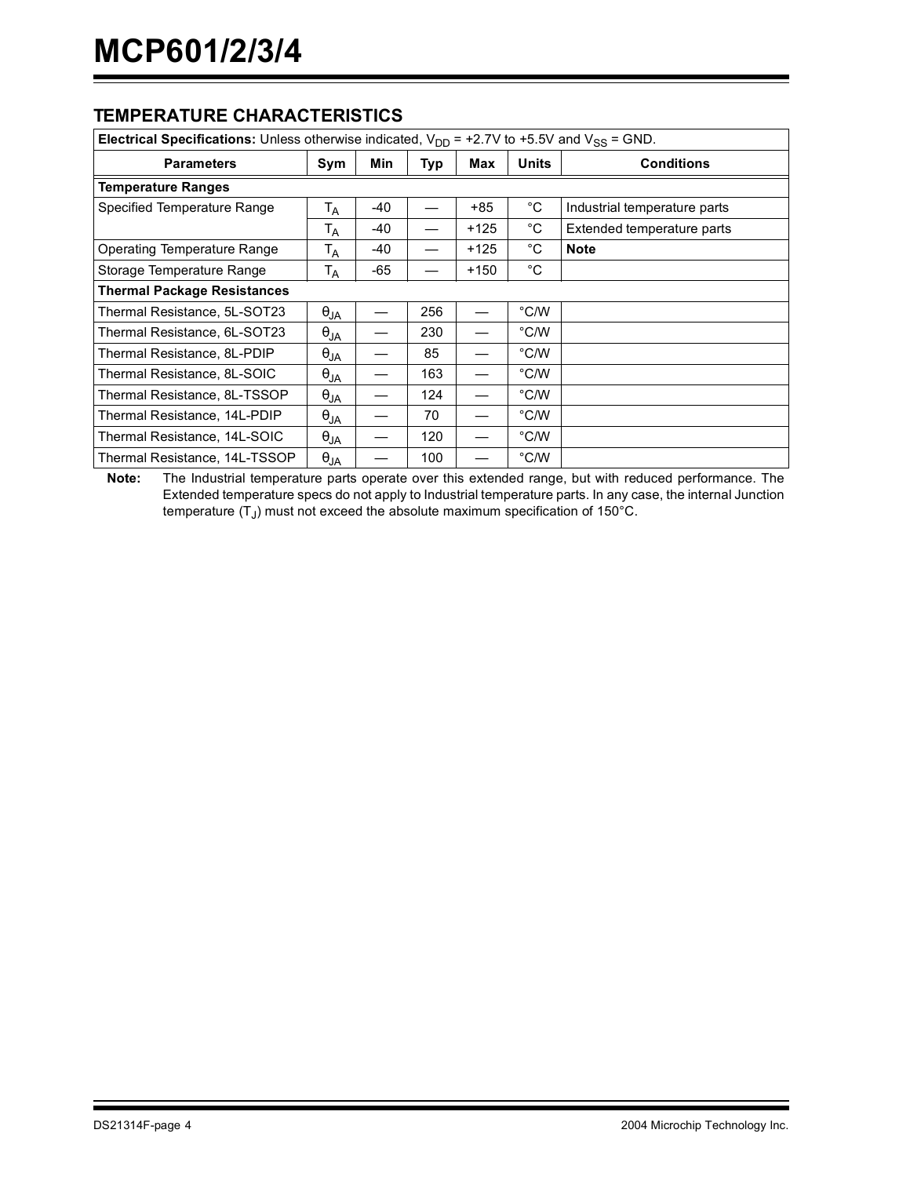## TEMPERATURE CHARACTERISTICS

| Electrical Specifications: Unless otherwise indicated, $V_{DD}$ = +2.7V to +5.5V and $V_{SS}$ = GND. | | | | | | |
|---|---|---|---|---|---|---|
| **Parameters** | **Sym** | **Min** | **Typ** | **Max** | **Units** | **Conditions** |
| **Temperature Ranges** | | | | | | |
| Specified Temperature Range | $T_A$ | -40 | — | +85 | °C | Industrial temperature parts |
| | $T_A$ | -40 | — | +125 | °C | Extended temperature parts |
| Operating Temperature Range | $T_A$ | -40 | — | +125 | °C | **Note** |
| Storage Temperature Range | $T_A$ | -65 | — | +150 | °C | |
| **Thermal Package Resistances** | | | | | | |
| Thermal Resistance, 5L-SOT23 | $\theta_{JA}$ | — | 256 | — | °C/W | |
| Thermal Resistance, 6L-SOT23 | $\theta_{JA}$ | — | 230 | — | °C/W | |
| Thermal Resistance, 8L-PDIP | $\theta_{JA}$ | — | 85 | — | °C/W | |
| Thermal Resistance, 8L-SOIC | $\theta_{JA}$ | — | 163 | — | °C/W | |
| Thermal Resistance, 8L-TSSOP | $\theta_{JA}$ | — | 124 | — | °C/W | |
| Thermal Resistance, 14L-PDIP | $\theta_{JA}$ | — | 70 | — | °C/W | |
| Thermal Resistance, 14L-SOIC | $\theta_{JA}$ | — | 120 | — | °C/W | |
| Thermal Resistance, 14L-TSSOP | $\theta_{JA}$ | — | 100 | — | °C/W | |

**Note:** The Industrial temperature parts operate over this extended range, but with reduced performance. The Extended temperature specs do not apply to Industrial temperature parts. In any case, the internal Junction temperature ($T_J$) must not exceed the absolute maximum specification of 150°C.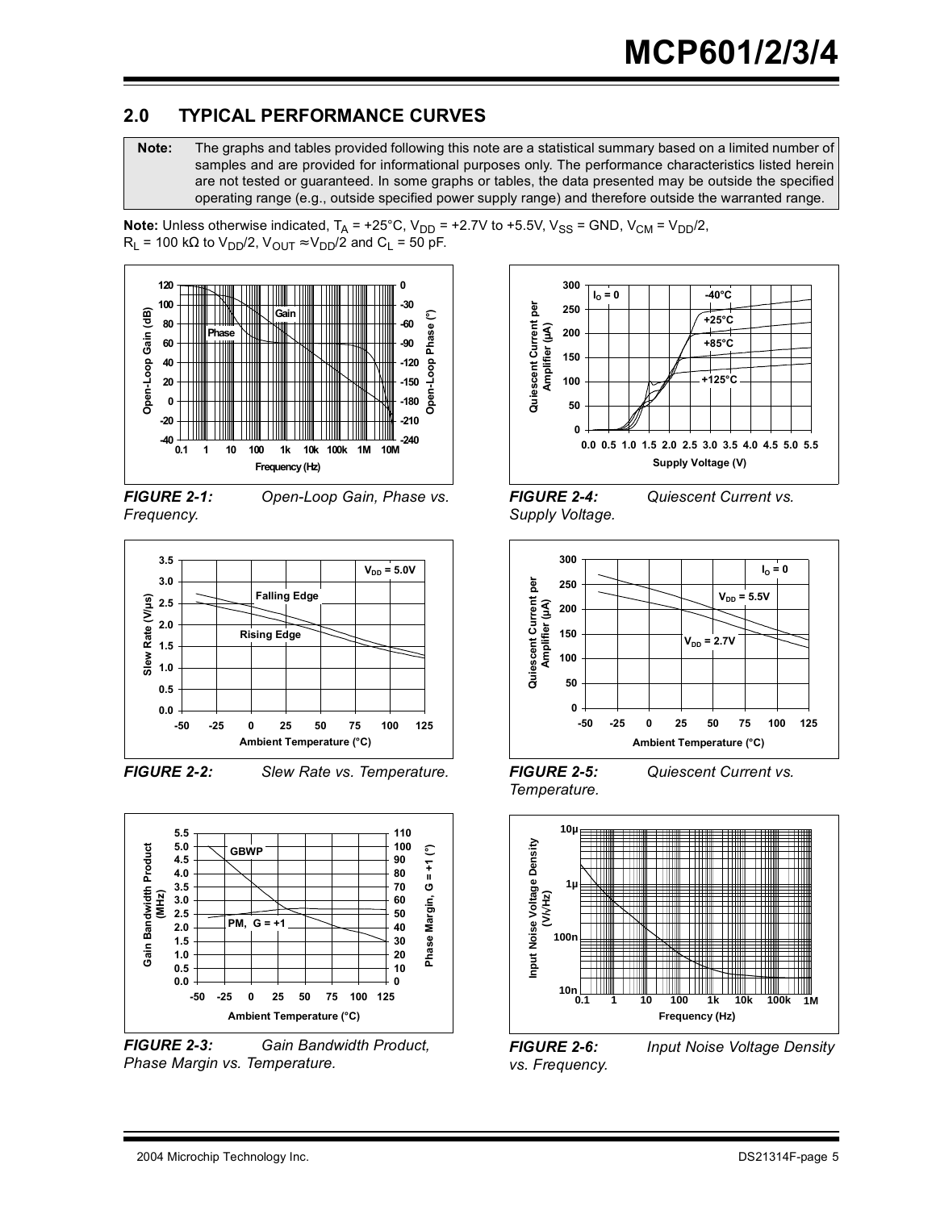## 2.0 TYPICAL PERFORMANCE CURVES

**Note:** The graphs and tables provided following this note are a statistical summary based on a limited number of samples and are provided for informational purposes only. The performance characteristics listed herein are not tested or guaranteed. In some graphs or tables, the data presented may be outside the specified operating range (e.g., outside specified power supply range) and therefore outside the warranted range.

**Note:** Unless otherwise indicated, $T_A$ = +25°C, $V_{DD}$ = +2.7V to +5.5V, $V_{SS}$ = GND, $V_{CM}$ = $V_{DD}/2$, $R_L$ = 100 kΩ to $V_{DD}/2$, $V_{OUT} \approx V_{DD}/2$ and $C_L$ = 50 pF.

Open-Loop Gain (dB)
120
100
80
60
40
20
0
-20
-40
0.1 1 10 100 1k 10k 100k 1M 10M
Frequency (Hz)
Open-Loop Phase (°)
0
-30
-60
-90
-120
-150
-180
-210
-240
Gain
Phase

*FIGURE 2-1: Open-Loop Gain, Phase vs. Frequency.*

Slew Rate (V/µs)
3.5
3.0
2.5
2.0
1.5
1.0
0.5
0.0
-50 -25 0 25 50 75 100 125
Ambient Temperature (°C)
$V_{DD}$ = 5.0V
Falling Edge
Rising Edge

*FIGURE 2-2: Slew Rate vs. Temperature.*

Gain Bandwidth Product (MHz)
5.5
5.0
4.5
4.0
3.5
3.0
2.5
2.0
1.5
1.0
0.5
0.0
-50 -25 0 25 50 75 100 125
Ambient Temperature (°C)
Phase Margin, G = +1 (°)
110
100
90
80
70
60
50
40
30
20
10
0
GBWP
PM, G = +1

*FIGURE 2-3: Gain Bandwidth Product, Phase Margin vs. Temperature.*

Quiescent Current per Amplifier (µA)
300
250
200
150
100
50
0
0.0 0.5 1.0 1.5 2.0 2.5 3.0 3.5 4.0 4.5 5.0 5.5
Supply Voltage (V)
$I_O$ = 0
-40°C
+25°C
+85°C
+125°C

*FIGURE 2-4: Quiescent Current vs. Supply Voltage.*

Quiescent Current per Amplifier (µA)
300
250
200
150
100
50
0
-50 -25 0 25 50 75 100 125
Ambient Temperature (°C)
$I_O$ = 0
$V_{DD}$ = 5.5V
$V_{DD}$ = 2.7V

*FIGURE 2-5: Quiescent Current vs. Temperature.*

Input Noise Voltage Density (V/√Hz)
10µ
1µ
100n
10n
0.1 1 10 100 1k 10k 100k 1M
Frequency (Hz)

*FIGURE 2-6: Input Noise Voltage Density vs. Frequency.*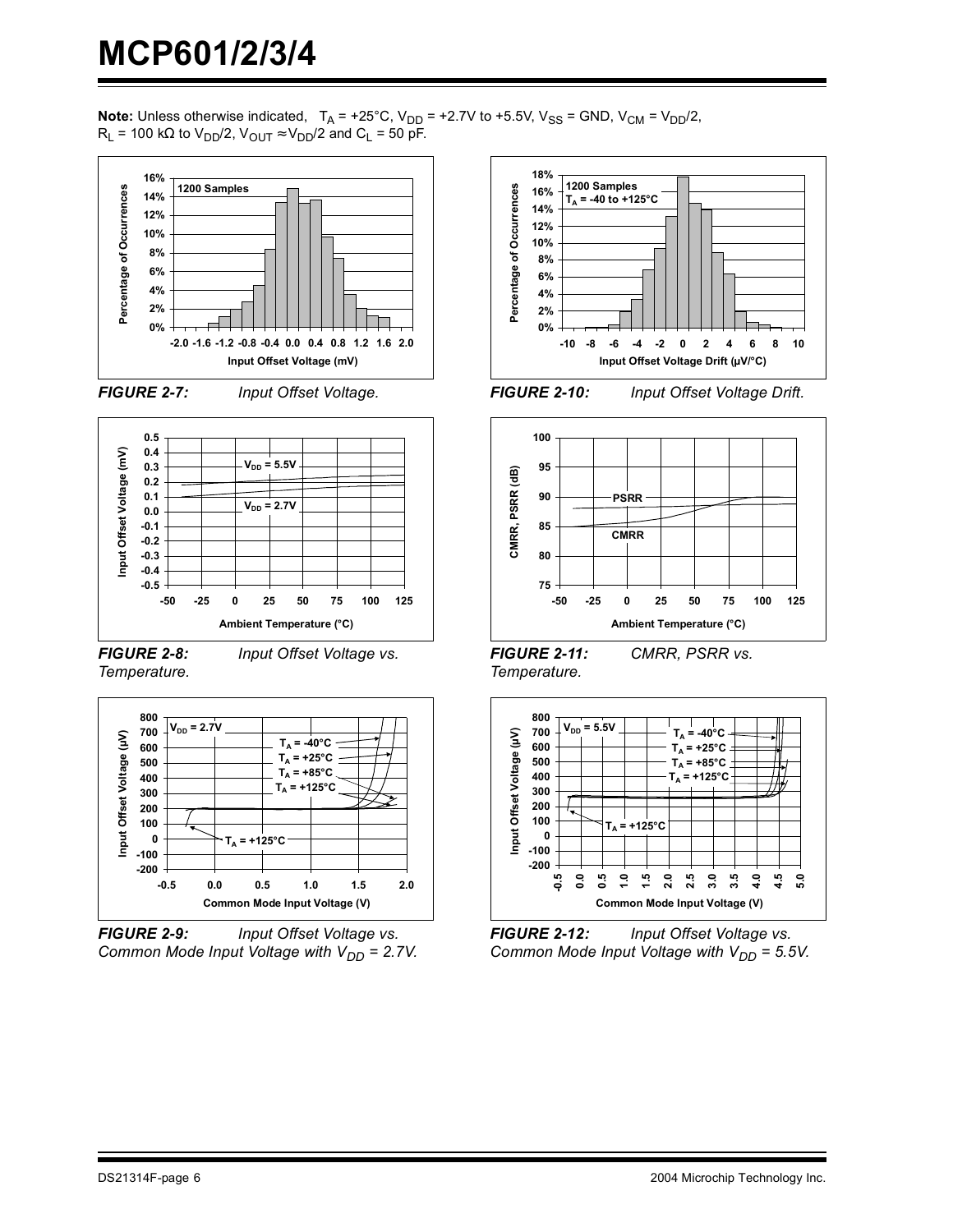**Note:** Unless otherwise indicated, $T_A$ = +25°C, $V_{DD}$ = +2.7V to +5.5V, $V_{SS}$ = GND, $V_{CM}$ = $V_{DD}$/2, $R_L$ = 100 kΩ to $V_{DD}$/2, $V_{OUT}$ ≈ $V_{DD}$/2 and $C_L$ = 50 pF.

1200 Samples

Percentage of Occurrences

16%
14%
12%
10%
8%
6%
4%
2%
0%

-2.0 -1.6 -1.2 -0.8 -0.4 0.0 0.4 0.8 1.2 1.6 2.0

Input Offset Voltage (mV)

*FIGURE 2-7: Input Offset Voltage.*

Input Offset Voltage (mV)

0.5
0.4
0.3
0.2
0.1
0.0
-0.1
-0.2
-0.3
-0.4
-0.5

$V_{DD}$ = 5.5V

$V_{DD}$ = 2.7V

-50 -25 0 25 50 75 100 125

Ambient Temperature (°C)

*FIGURE 2-8: Input Offset Voltage vs. Temperature.*

Input Offset Voltage (µV)

800
700
600
500
400
300
200
100
0
-100
-200

$V_{DD}$ = 2.7V

$T_A$ = -40°C

$T_A$ = +25°C

$T_A$ = +85°C

$T_A$ = +125°C

$T_A$ = +125°C

-0.5 0.0 0.5 1.0 1.5 2.0

Common Mode Input Voltage (V)

*FIGURE 2-9: Input Offset Voltage vs. Common Mode Input Voltage with $V_{DD}$ = 2.7V.*

1200 Samples

$T_A$ = -40 to +125°C

Percentage of Occurrences

18%
16%
14%
12%
10%
8%
6%
4%
2%
0%

-10 -8 -6 -4 -2 0 2 4 6 8 10

Input Offset Voltage Drift (µV/°C)

*FIGURE 2-10: Input Offset Voltage Drift.*

CMRR, PSRR (dB)

100
95
90
85
80
75

PSRR

CMRR

-50 -25 0 25 50 75 100 125

Ambient Temperature (°C)

*FIGURE 2-11: CMRR, PSRR vs. Temperature.*

Input Offset Voltage (µV)

800
700
600
500
400
300
200
100
0
-100
-200

$V_{DD}$ = 5.5V

$T_A$ = -40°C

$T_A$ = +25°C

$T_A$ = +85°C

$T_A$ = +125°C

$T_A$ = +125°C

-0.5 0.0 0.5 1.0 1.5 2.0 2.5 3.0 3.5 4.0 4.5 5.0

Common Mode Input Voltage (V)

*FIGURE 2-12: Input Offset Voltage vs. Common Mode Input Voltage with $V_{DD}$ = 5.5V.*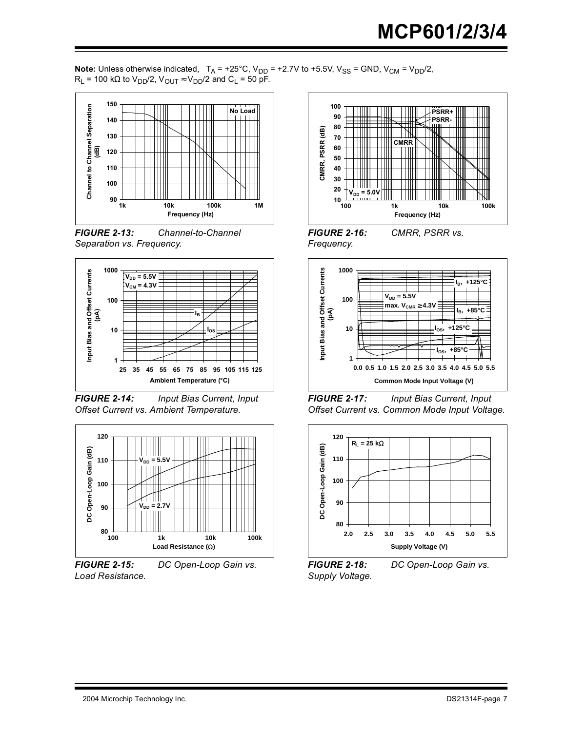**Note:** Unless otherwise indicated, $T_A$ = +25°C, $V_{DD}$ = +2.7V to +5.5V, $V_{SS}$ = GND, $V_{CM}$ = $V_{DD}$/2, $R_L$ = 100 kΩ to $V_{DD}$/2, $V_{OUT}$ ≈ $V_{DD}$/2 and $C_L$ = 50 pF.

Channel to Channel Separation (dB)
150
140
130
120
110
100
90
1k
10k
100k
1M
Frequency (Hz)
No Load

*FIGURE 2-13: Channel-to-Channel Separation vs. Frequency.*

Input Bias and Offset Currents (pA)
1000
100
10
1
25 35 45 55 65 75 85 95 105 115 125
Ambient Temperature (°C)
$V_{DD}$ = 5.5V
$V_{CM}$ = 4.3V
$I_B$
$I_{OS}$

*FIGURE 2-14: Input Bias Current, Input Offset Current vs. Ambient Temperature.*

DC Open-Loop Gain (dB)
120
110
100
90
80
100
1k
10k
100k
Load Resistance (Ω)
$V_{DD}$ = 5.5V
$V_{DD}$ = 2.7V

*FIGURE 2-15: DC Open-Loop Gain vs. Load Resistance.*

CMRR, PSRR (dB)
100
90
80
70
60
50
40
30
20
10
100
1k
10k
100k
Frequency (Hz)
PSRR+
PSRR-
CMRR
$V_{DD}$ = 5.0V

*FIGURE 2-16: CMRR, PSRR vs. Frequency.*

Input Bias and Offset Currents (pA)
1000
100
10
1
0.0 0.5 1.0 1.5 2.0 2.5 3.0 3.5 4.0 4.5 5.0 5.5
Common Mode Input Voltage (V)
$V_{DD}$ = 5.5V
max. $V_{CMR}$ ≥ 4.3V
$I_B$, +125°C
$I_B$, +85°C
$I_{OS}$, +125°C
$I_{OS}$, +85°C

*FIGURE 2-17: Input Bias Current, Input Offset Current vs. Common Mode Input Voltage.*

DC Open-Loop Gain (dB)
120
110
100
90
80
2.0 2.5 3.0 3.5 4.0 4.5 5.0 5.5
Supply Voltage (V)
$R_L$ = 25 kΩ

*FIGURE 2-18: DC Open-Loop Gain vs. Supply Voltage.*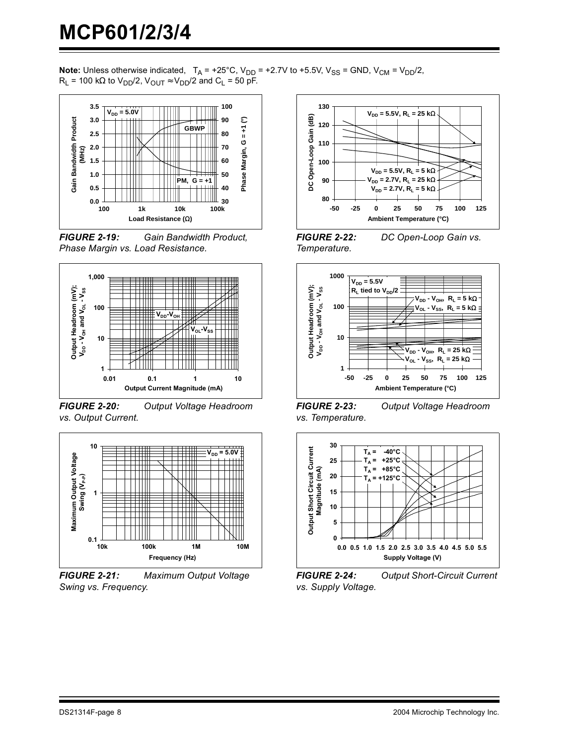**Note:** Unless otherwise indicated, $T_A$ = +25°C, $V_{DD}$ = +2.7V to +5.5V, $V_{SS}$ = GND, $V_{CM} = V_{DD}/2$, $R_L$ = 100 kΩ to $V_{DD}/2$, $V_{OUT} \approx V_{DD}/2$ and $C_L$ = 50 pF.

$V_{DD}$ = 5.0V

GBWP

PM, G = +1

Gain Bandwidth Product (MHz)

Phase Margin, G = +1 (°)

Load Resistance (Ω)

3.5
3.0
2.5
2.0
1.5
1.0
0.5
0.0

100
90
80
70
60
50
40
30

100
1k
10k
100k

*FIGURE 2-19: Gain Bandwidth Product, Phase Margin vs. Load Resistance.*

$V_{DD}$ = 5.5V, $R_L$ = 25 kΩ

$V_{DD}$ = 5.5V, $R_L$ = 5 kΩ

$V_{DD}$ = 2.7V, $R_L$ = 25 kΩ

$V_{DD}$ = 2.7V, $R_L$ = 5 kΩ

DC Open-Loop Gain (dB)

Ambient Temperature (°C)

130
120
110
100
90
80

-50
-25
0
25
50
75
100
125

*FIGURE 2-22: DC Open-Loop Gain vs. Temperature.*

$V_{DD}$-$V_{OH}$

$V_{OL}$-$V_{SS}$

Output Headroom (mV); $V_{DD}$ - $V_{OH}$ and $V_{OL}$ - $V_{SS}$

Output Current Magnitude (mA)

1,000
100
10
1

0.01
0.1
1
10

*FIGURE 2-20: Output Voltage Headroom vs. Output Current.*

$V_{DD}$ = 5.5V
$R_L$ tied to $V_{DD}/2$

$V_{DD}$ - $V_{OH}$, $R_L$ = 5 kΩ

$V_{OL}$ - $V_{SS}$, $R_L$ = 5 kΩ

$V_{DD}$ - $V_{OH}$, $R_L$ = 25 kΩ

$V_{OL}$ - $V_{SS}$, $R_L$ = 25 kΩ

Output Headroom (mV); $V_{DD}$ - $V_{OH}$ and $V_{OL}$ - $V_{SS}$

Ambient Temperature (°C)

1000
100
10
1

-50
-25
0
25
50
75
100
125

*FIGURE 2-23: Output Voltage Headroom vs. Temperature.*

$V_{DD}$ = 5.0V

Maximum Output Voltage Swing ($V_{P-P}$)

Frequency (Hz)

10
1
0.1

10k
100k
1M
10M

*FIGURE 2-21: Maximum Output Voltage Swing vs. Frequency.*

$T_A$ = -40°C
$T_A$ = +25°C
$T_A$ = +85°C
$T_A$ = +125°C

Output Short Circuit Current Magnitude (mA)

Supply Voltage (V)

30
25
20
15
10
5
0

0.0
0.5
1.0
1.5
2.0
2.5
3.0
3.5
4.0
4.5
5.0
5.5

*FIGURE 2-24: Output Short-Circuit Current vs. Supply Voltage.*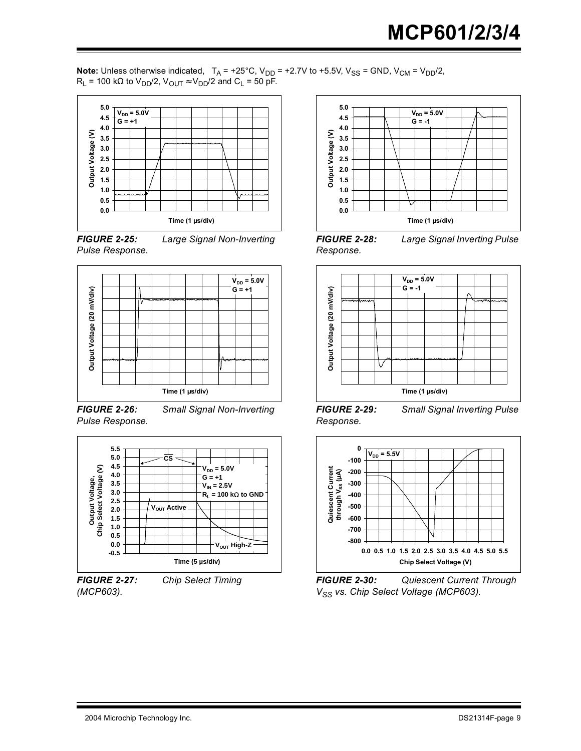**Note:** Unless otherwise indicated, $T_A$ = +25°C, $V_{DD}$ = +2.7V to +5.5V, $V_{SS}$ = GND, $V_{CM} = V_{DD}/2$, $R_L$ = 100 kΩ to $V_{DD}/2$, $V_{OUT} \approx V_{DD}/2$ and $C_L$ = 50 pF.

Output Voltage (V)
5.0
4.5
4.0
3.5
3.0
2.5
2.0
1.5
1.0
0.5
0.0
$V_{DD}$ = 5.0V
G = +1
Time (1 µs/div)

*FIGURE 2-25: Large Signal Non-Inverting Pulse Response.*

Output Voltage (V)
5.0
4.5
4.0
3.5
3.0
2.5
2.0
1.5
1.0
0.5
0.0
$V_{DD}$ = 5.0V
G = -1
Time (1 µs/div)

*FIGURE 2-28: Large Signal Inverting Pulse Response.*

Output Voltage (20 mV/div)
$V_{DD}$ = 5.0V
G = +1
Time (1 µs/div)

*FIGURE 2-26: Small Signal Non-Inverting Pulse Response.*

Output Voltage (20 mV/div)
$V_{DD}$ = 5.0V
G = -1
Time (1 µs/div)

*FIGURE 2-29: Small Signal Inverting Pulse Response.*

Output Voltage, Chip Select Voltage (V)
5.5
5.0
4.5
4.0
3.5
3.0
2.5
2.0
1.5
1.0
0.5
0.0
-0.5
$\overline{CS}$
$V_{DD}$ = 5.0V
G = +1
$V_{IN}$ = 2.5V
$R_L$ = 100 kΩ to GND
$V_{OUT}$ Active
$V_{OUT}$ High-Z
Time (5 µs/div)

*FIGURE 2-27: Chip Select Timing (MCP603).*

Quiescent Current through $V_{SS}$ (µA)
0
-100
-200
-300
-400
-500
-600
-700
-800
$V_{DD}$ = 5.5V
0.0 0.5 1.0 1.5 2.0 2.5 3.0 3.5 4.0 4.5 5.0 5.5
Chip Select Voltage (V)

*FIGURE 2-30: Quiescent Current Through $V_{SS}$ vs. Chip Select Voltage (MCP603).*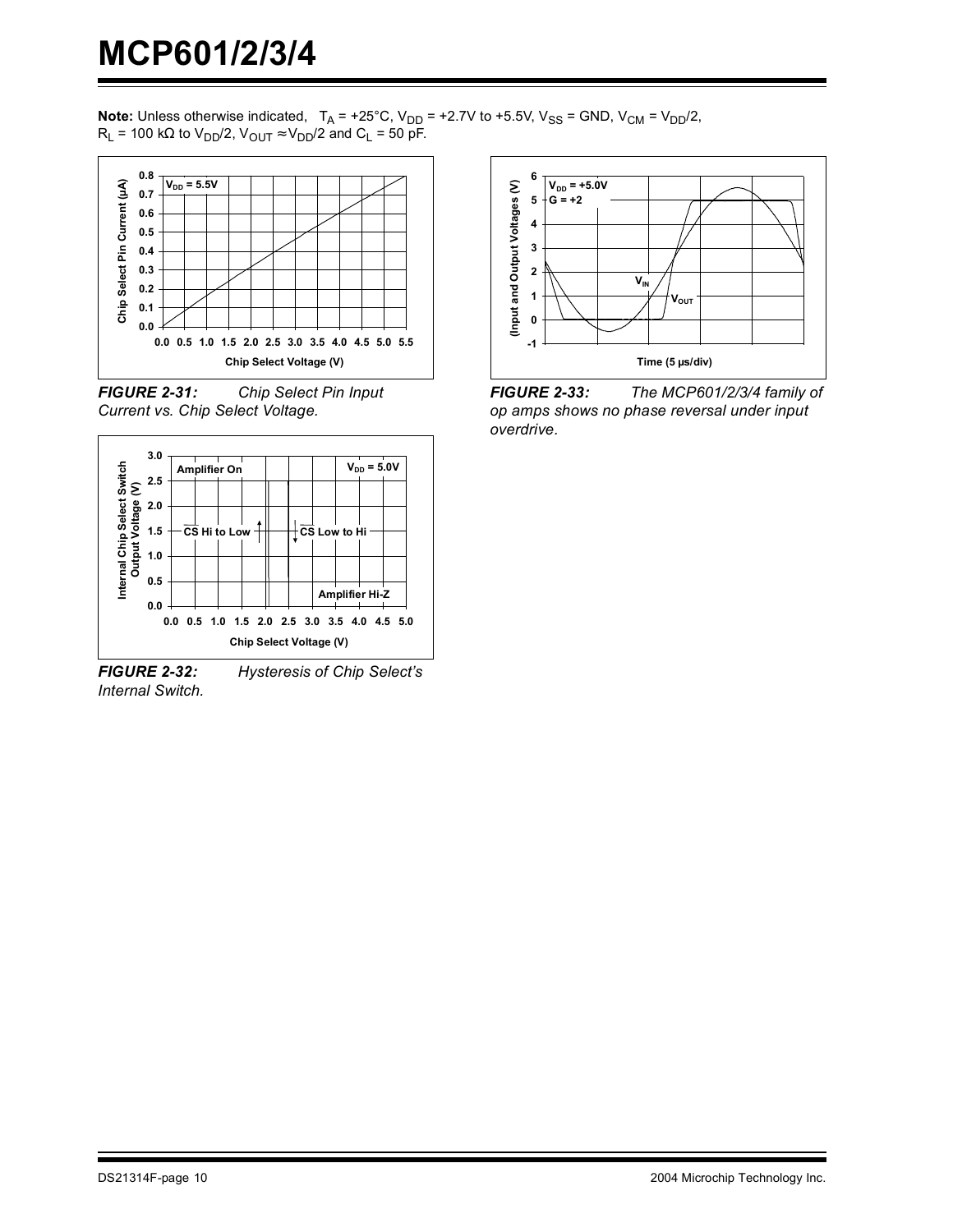**Note:** Unless otherwise indicated, $T_A$ = +25°C, $V_{DD}$ = +2.7V to +5.5V, $V_{SS}$ = GND, $V_{CM}$ = $V_{DD}/2$, $R_L$ = 100 kΩ to $V_{DD}/2$, $V_{OUT} \approx V_{DD}/2$ and $C_L$ = 50 pF.

Chip Select Pin Current (µA)
0.8
0.7
0.6
0.5
0.4
0.3
0.2
0.1
0.0
$V_{DD}$ = 5.5V
0.0 0.5 1.0 1.5 2.0 2.5 3.0 3.5 4.0 4.5 5.0 5.5
Chip Select Voltage (V)

***FIGURE 2-31:*** *Chip Select Pin Input Current vs. Chip Select Voltage.*

Internal Chip Select Switch Output Voltage (V)
3.0
2.5
2.0
1.5
1.0
0.5
0.0
Amplifier On
$V_{DD}$ = 5.0V
CS Hi to Low
CS Low to Hi
Amplifier Hi-Z
0.0 0.5 1.0 1.5 2.0 2.5 3.0 3.5 4.0 4.5 5.0
Chip Select Voltage (V)

***FIGURE 2-32:*** *Hysteresis of Chip Select's Internal Switch.*

(Input and Output Voltages (V)
6
5
4
3
2
1
0
-1
$V_{DD}$ = +5.0V
G = +2
$V_{IN}$
$V_{OUT}$
Time (5 µs/div)

***FIGURE 2-33:*** *The MCP601/2/3/4 family of op amps shows no phase reversal under input overdrive.*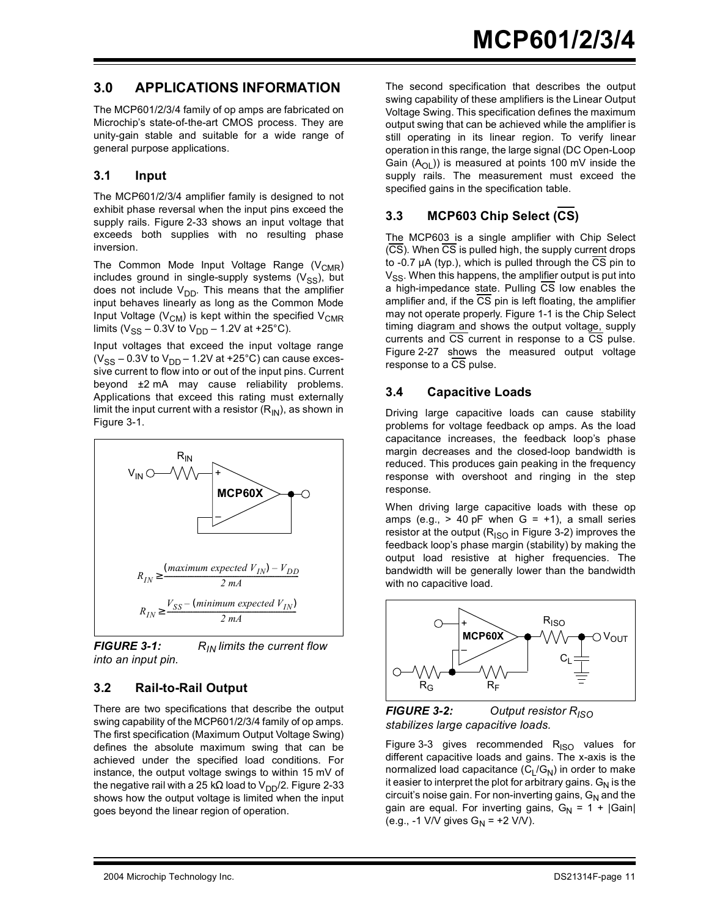## 3.0 APPLICATIONS INFORMATION

The MCP601/2/3/4 family of op amps are fabricated on Microchip's state-of-the-art CMOS process. They are unity-gain stable and suitable for a wide range of general purpose applications.

### 3.1 Input

The MCP601/2/3/4 amplifier family is designed to not exhibit phase reversal when the input pins exceed the supply rails. Figure 2-33 shows an input voltage that exceeds both supplies with no resulting phase inversion.

The Common Mode Input Voltage Range ($V_{CMR}$) includes ground in single-supply systems ($V_{SS}$), but does not include $V_{DD}$. This means that the amplifier input behaves linearly as long as the Common Mode Input Voltage ($V_{CM}$) is kept within the specified $V_{CMR}$ limits ($V_{SS}$ – 0.3V to $V_{DD}$ – 1.2V at +25°C).

Input voltages that exceed the input voltage range ($V_{SS}$ – 0.3V to $V_{DD}$ – 1.2V at +25°C) can cause excessive current to flow into or out of the input pins. Current beyond ±2 mA may cause reliability problems. Applications that exceed this rating must externally limit the input current with a resistor ($R_{IN}$), as shown in Figure 3-1.

R_IN
V_IN
+
MCP60X
–

$$R_{IN} \geq \frac{(\text{maximum expected } V_{IN}) - V_{DD}}{2\ mA}$$

$$R_{IN} \geq \frac{V_{SS} - (\text{minimum expected } V_{IN})}{2\ mA}$$

***FIGURE 3-1:*** *$R_{IN}$ limits the current flow into an input pin.*

### 3.2 Rail-to-Rail Output

There are two specifications that describe the output swing capability of the MCP601/2/3/4 family of op amps. The first specification (Maximum Output Voltage Swing) defines the absolute maximum swing that can be achieved under the specified load conditions. For instance, the output voltage swings to within 15 mV of the negative rail with a 25 kΩ load to $V_{DD}/2$. Figure 2-33 shows how the output voltage is limited when the input goes beyond the linear region of operation.

The second specification that describes the output swing capability of these amplifiers is the Linear Output Voltage Swing. This specification defines the maximum output swing that can be achieved while the amplifier is still operating in its linear region. To verify linear operation in this range, the large signal (DC Open-Loop Gain ($A_{OL}$)) is measured at points 100 mV inside the supply rails. The measurement must exceed the specified gains in the specification table.

### 3.3 MCP603 Chip Select ($\overline{CS}$)

The MCP603 is a single amplifier with Chip Select ($\overline{CS}$). When $\overline{CS}$ is pulled high, the supply current drops to -0.7 µA (typ.), which is pulled through the $\overline{CS}$ pin to $V_{SS}$. When this happens, the amplifier output is put into a high-impedance state. Pulling $\overline{CS}$ low enables the amplifier and, if the $\overline{CS}$ pin is left floating, the amplifier may not operate properly. Figure 1-1 is the Chip Select timing diagram and shows the output voltage, supply currents and $\overline{CS}$ current in response to a $\overline{CS}$ pulse. Figure 2-27 shows the measured output voltage response to a $\overline{CS}$ pulse.

### 3.4 Capacitive Loads

Driving large capacitive loads can cause stability problems for voltage feedback op amps. As the load capacitance increases, the feedback loop's phase margin decreases and the closed-loop bandwidth is reduced. This produces gain peaking in the frequency response with overshoot and ringing in the step response.

When driving large capacitive loads with these op amps (e.g., > 40 pF when G = +1), a small series resistor at the output ($R_{ISO}$ in Figure 3-2) improves the feedback loop's phase margin (stability) by making the output load resistive at higher frequencies. The bandwidth will be generally lower than the bandwidth with no capacitive load.

+
MCP60X
–
R_ISO
V_OUT
C_L
R_G
R_F

***FIGURE 3-2:*** *Output resistor $R_{ISO}$ stabilizes large capacitive loads.*

Figure 3-3 gives recommended $R_{ISO}$ values for different capacitive loads and gains. The x-axis is the normalized load capacitance ($C_L/G_N$) in order to make it easier to interpret the plot for arbitrary gains. $G_N$ is the circuit's noise gain. For non-inverting gains, $G_N$ and the gain are equal. For inverting gains, $G_N$ = 1 + |Gain| (e.g., -1 V/V gives $G_N$ = +2 V/V).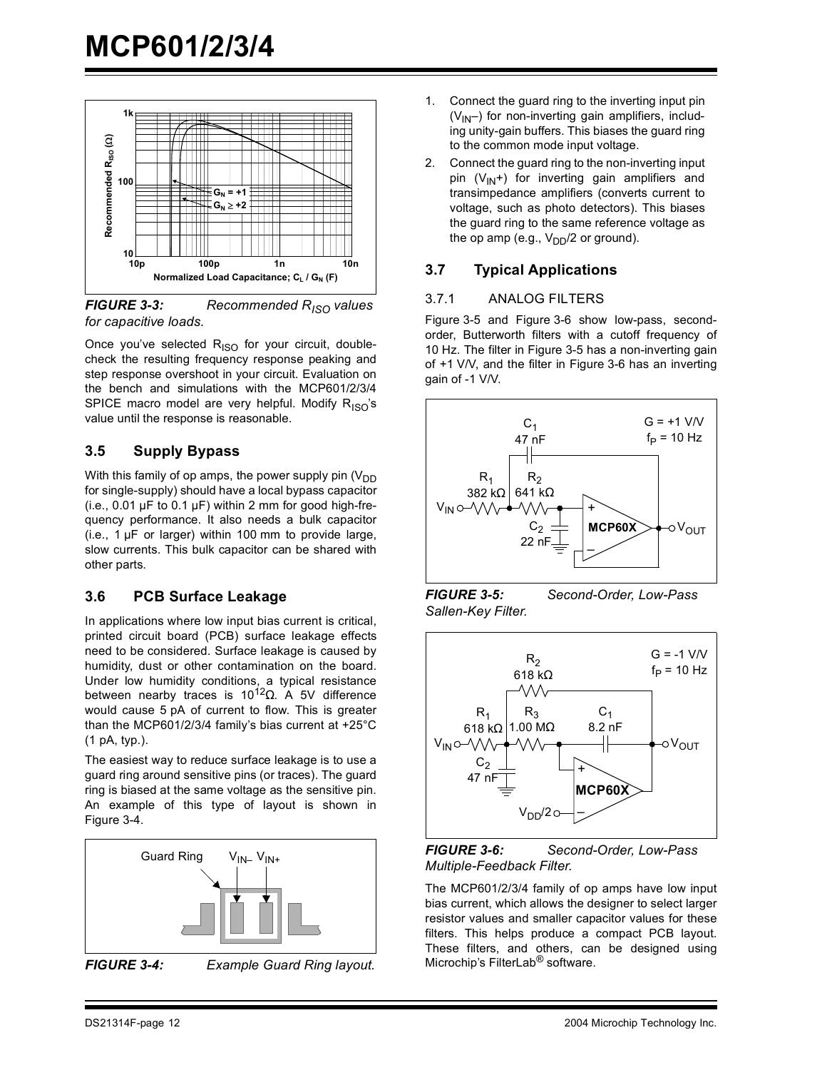1k

Recommended $R_{ISO}$ (Ω)

100

10

10p

100p

1n

10n

Normalized Load Capacitance; $C_L$ / $G_N$ (F)

$G_N$ = +1

$G_N \geq$ +2

***FIGURE 3-3:*** *Recommended $R_{ISO}$ values for capacitive loads.*

Once you've selected $R_{ISO}$ for your circuit, double-check the resulting frequency response peaking and step response overshoot in your circuit. Evaluation on the bench and simulations with the MCP601/2/3/4 SPICE macro model are very helpful. Modify $R_{ISO}$'s value until the response is reasonable.

## 3.5 Supply Bypass

With this family of op amps, the power supply pin ($V_{DD}$ for single-supply) should have a local bypass capacitor (i.e., 0.01 µF to 0.1 µF) within 2 mm for good high-frequency performance. It also needs a bulk capacitor (i.e., 1 µF or larger) within 100 mm to provide large, slow currents. This bulk capacitor can be shared with other parts.

## 3.6 PCB Surface Leakage

In applications where low input bias current is critical, printed circuit board (PCB) surface leakage effects need to be considered. Surface leakage is caused by humidity, dust or other contamination on the board. Under low humidity conditions, a typical resistance between nearby traces is $10^{12}$Ω. A 5V difference would cause 5 pA of current to flow. This is greater than the MCP601/2/3/4 family's bias current at +25°C (1 pA, typ.).

The easiest way to reduce surface leakage is to use a guard ring around sensitive pins (or traces). The guard ring is biased at the same voltage as the sensitive pin. An example of this type of layout is shown in Figure 3-4.

Guard Ring

$V_{IN-}$ $V_{IN+}$

***FIGURE 3-4:*** *Example Guard Ring layout.*

1. Connect the guard ring to the inverting input pin ($V_{IN}$–) for non-inverting gain amplifiers, including unity-gain buffers. This biases the guard ring to the common mode input voltage.
2. Connect the guard ring to the non-inverting input pin ($V_{IN}$+) for inverting gain amplifiers and transimpedance amplifiers (converts current to voltage, such as photo detectors). This biases the guard ring to the same reference voltage as the op amp (e.g., $V_{DD}$/2 or ground).

## 3.7 Typical Applications

### 3.7.1 ANALOG FILTERS

Figure 3-5 and Figure 3-6 show low-pass, second-order, Butterworth filters with a cutoff frequency of 10 Hz. The filter in Figure 3-5 has a non-inverting gain of +1 V/V, and the filter in Figure 3-6 has an inverting gain of -1 V/V.

$C_1$ 47 nF

G = +1 V/V

$f_P$ = 10 Hz

$R_1$ 382 kΩ

$R_2$ 641 kΩ

$V_{IN}$

$C_2$ 22 nF

MCP60X

$V_{OUT}$

***FIGURE 3-5:*** *Second-Order, Low-Pass Sallen-Key Filter.*

$R_2$ 618 kΩ

G = -1 V/V

$f_P$ = 10 Hz

$R_1$ 618 kΩ

$R_3$ 1.00 MΩ

$C_1$ 8.2 nF

$V_{IN}$

$V_{OUT}$

$C_2$ 47 nF

MCP60X

$V_{DD}$/2

***FIGURE 3-6:*** *Second-Order, Low-Pass Multiple-Feedback Filter.*

The MCP601/2/3/4 family of op amps have low input bias current, which allows the designer to select larger resistor values and smaller capacitor values for these filters. This helps produce a compact PCB layout. These filters, and others, can be designed using Microchip's FilterLab® software.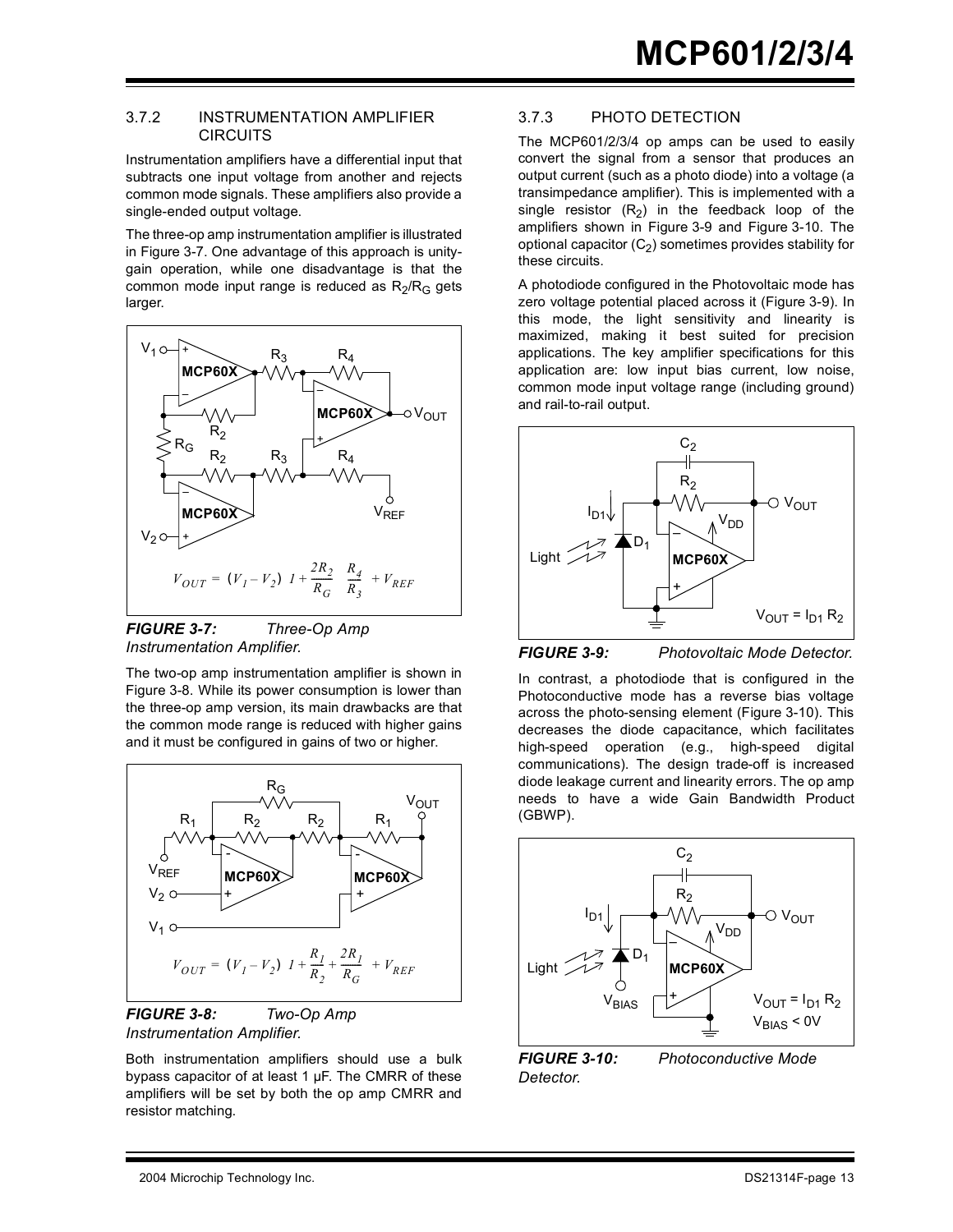### 3.7.2 INSTRUMENTATION AMPLIFIER CIRCUITS

Instrumentation amplifiers have a differential input that subtracts one input voltage from another and rejects common mode signals. These amplifiers also provide a single-ended output voltage.

The three-op amp instrumentation amplifier is illustrated in Figure 3-7. One advantage of this approach is unity-gain operation, while one disadvantage is that the common mode input range is reduced as $R_2/R_G$ gets larger.

$$V_{OUT} = (V_1 - V_2)\left(1 + \frac{2R_2}{R_G}\right)\left(\frac{R_4}{R_3}\right) + V_{REF}$$

***FIGURE 3-7:*** *Three-Op Amp Instrumentation Amplifier.*

The two-op amp instrumentation amplifier is shown in Figure 3-8. While its power consumption is lower than the three-op amp version, its main drawbacks are that the common mode range is reduced with higher gains and it must be configured in gains of two or higher.

$$V_{OUT} = (V_1 - V_2)\left(1 + \frac{R_1}{R_2} + \frac{2R_1}{R_G}\right) + V_{REF}$$

***FIGURE 3-8:*** *Two-Op Amp Instrumentation Amplifier.*

Both instrumentation amplifiers should use a bulk bypass capacitor of at least 1 µF. The CMRR of these amplifiers will be set by both the op amp CMRR and resistor matching.

### 3.7.3 PHOTO DETECTION

The MCP601/2/3/4 op amps can be used to easily convert the signal from a sensor that produces an output current (such as a photo diode) into a voltage (a transimpedance amplifier). This is implemented with a single resistor ($R_2$) in the feedback loop of the amplifiers shown in Figure 3-9 and Figure 3-10. The optional capacitor ($C_2$) sometimes provides stability for these circuits.

A photodiode configured in the Photovoltaic mode has zero voltage potential placed across it (Figure 3-9). In this mode, the light sensitivity and linearity is maximized, making it best suited for precision applications. The key amplifier specifications for this application are: low input bias current, low noise, common mode input voltage range (including ground) and rail-to-rail output.

$V_{OUT} = I_{D1} R_2$

***FIGURE 3-9:*** *Photovoltaic Mode Detector.*

In contrast, a photodiode that is configured in the Photoconductive mode has a reverse bias voltage across the photo-sensing element (Figure 3-10). This decreases the diode capacitance, which facilitates high-speed operation (e.g., high-speed digital communications). The design trade-off is increased diode leakage current and linearity errors. The op amp needs to have a wide Gain Bandwidth Product (GBWP).

$V_{OUT} = I_{D1} R_2$

$V_{BIAS} < 0V$

***FIGURE 3-10:*** *Photoconductive Mode Detector.*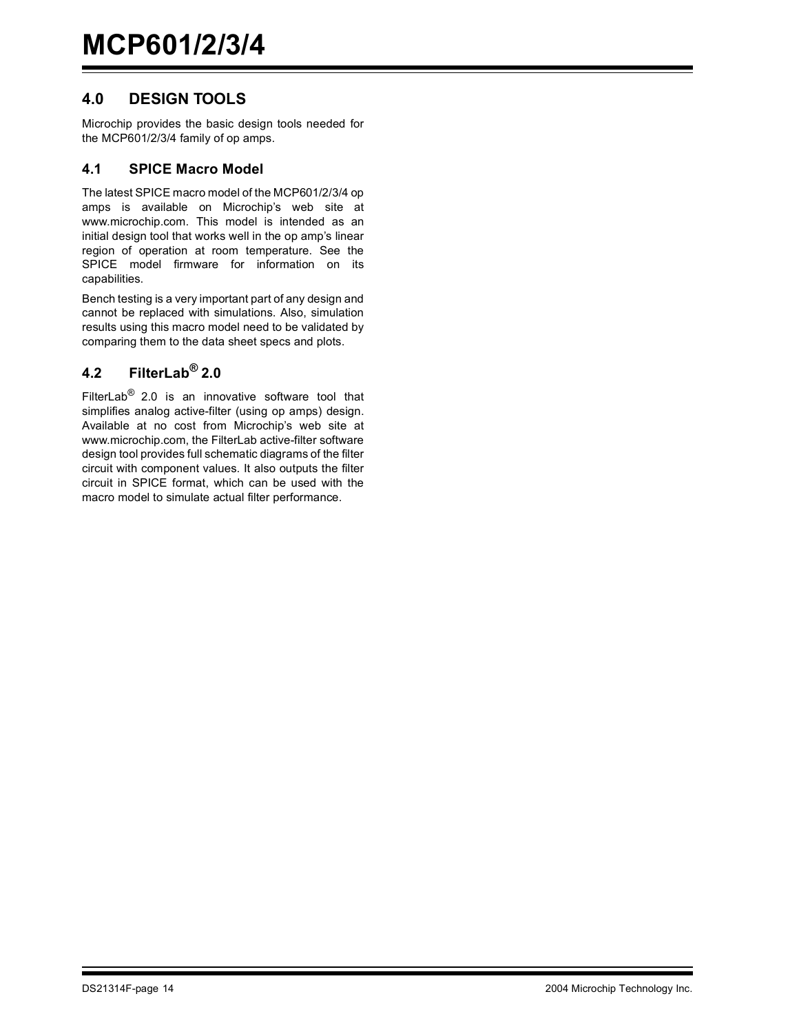## 4.0 DESIGN TOOLS

Microchip provides the basic design tools needed for the MCP601/2/3/4 family of op amps.

### 4.1 SPICE Macro Model

The latest SPICE macro model of the MCP601/2/3/4 op amps is available on Microchip's web site at www.microchip.com. This model is intended as an initial design tool that works well in the op amp's linear region of operation at room temperature. See the SPICE model firmware for information on its capabilities.

Bench testing is a very important part of any design and cannot be replaced with simulations. Also, simulation results using this macro model need to be validated by comparing them to the data sheet specs and plots.

### 4.2 FilterLab® 2.0

FilterLab® 2.0 is an innovative software tool that simplifies analog active-filter (using op amps) design. Available at no cost from Microchip's web site at www.microchip.com, the FilterLab active-filter software design tool provides full schematic diagrams of the filter circuit with component values. It also outputs the filter circuit in SPICE format, which can be used with the macro model to simulate actual filter performance.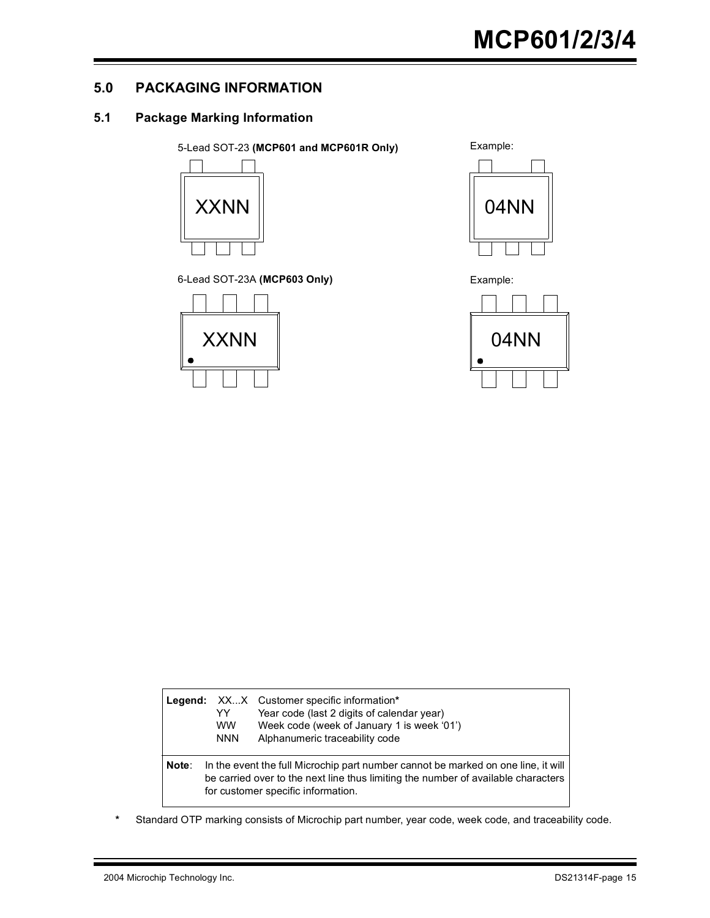## 5.0 PACKAGING INFORMATION

### 5.1 Package Marking Information

5-Lead SOT-23 **(MCP601 and MCP601R Only)**

XXNN

Example:

04NN

6-Lead SOT-23A **(MCP603 Only)**

XXNN

Example:

04NN

| | | |
|---|---|---|
| **Legend:** | XX...X | Customer specific information* |
| | YY | Year code (last 2 digits of calendar year) |
| | WW | Week code (week of January 1 is week '01') |
| | NNN | Alphanumeric traceability code |

**Note**: In the event the full Microchip part number cannot be marked on one line, it will be carried over to the next line thus limiting the number of available characters for customer specific information.

\* Standard OTP marking consists of Microchip part number, year code, week code, and traceability code.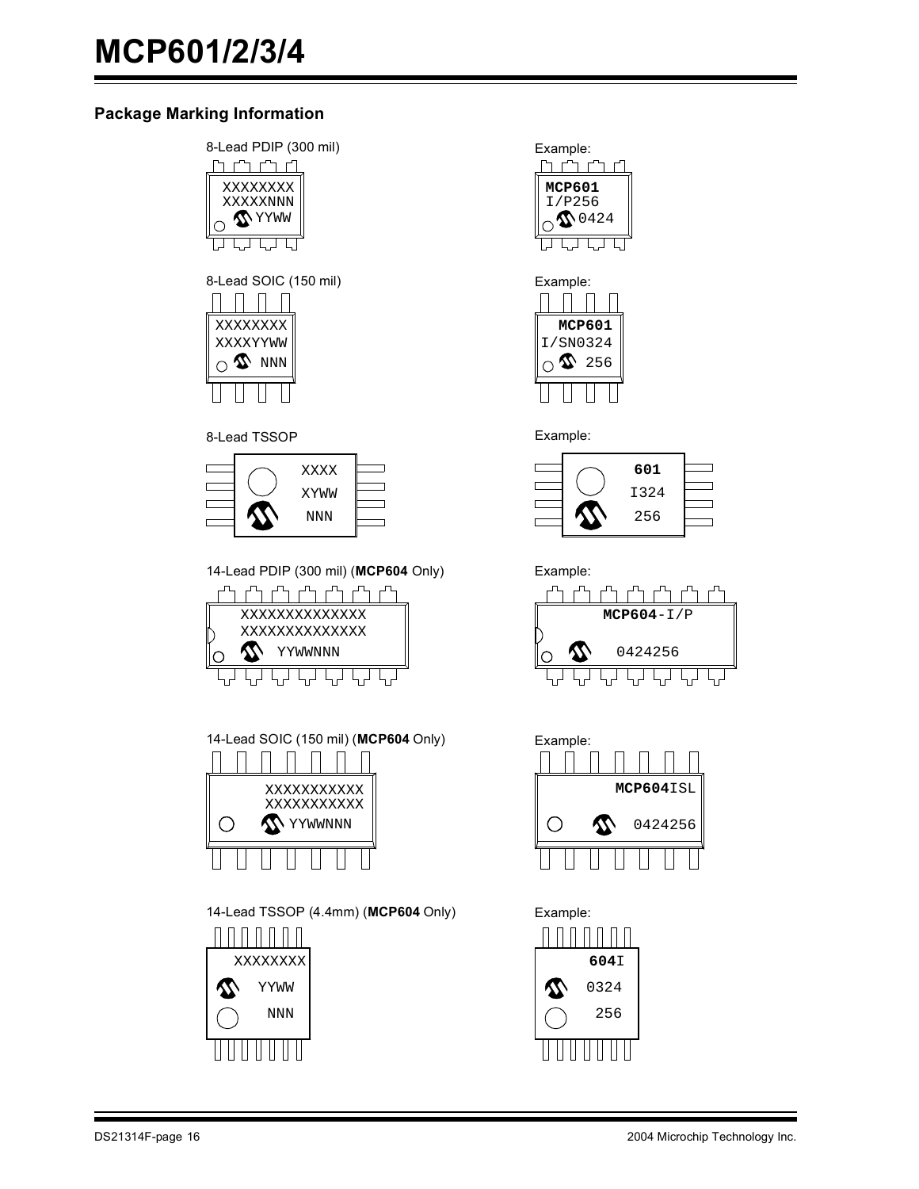## Package Marking Information

8-Lead PDIP (300 mil)

```
XXXXXXXX
XXXXXNNN
   YYWW
```

Example:

```
MCP601
I/P256
  0424
```

8-Lead SOIC (150 mil)

```
XXXXXXXX
XXXXYYWW
   NNN
```

Example:

```
 MCP601
I/SN0324
   256
```

8-Lead TSSOP

```
XXXX
XYWW
NNN
```

Example:

```
601
I324
256
```

14-Lead PDIP (300 mil) (**MCP604** Only)

```
XXXXXXXXXXXXXX
XXXXXXXXXXXXXX
   YYWWNNN
```

Example:

```
MCP604-I/P

   0424256
```

14-Lead SOIC (150 mil) (**MCP604** Only)

```
XXXXXXXXXXX
XXXXXXXXXXX
   YYWWNNN
```

Example:

```
MCP604ISL

   0424256
```

14-Lead TSSOP (4.4mm) (**MCP604** Only)

```
XXXXXXXX
  YYWW
   NNN
```

Example:

```
604I
0324
 256
```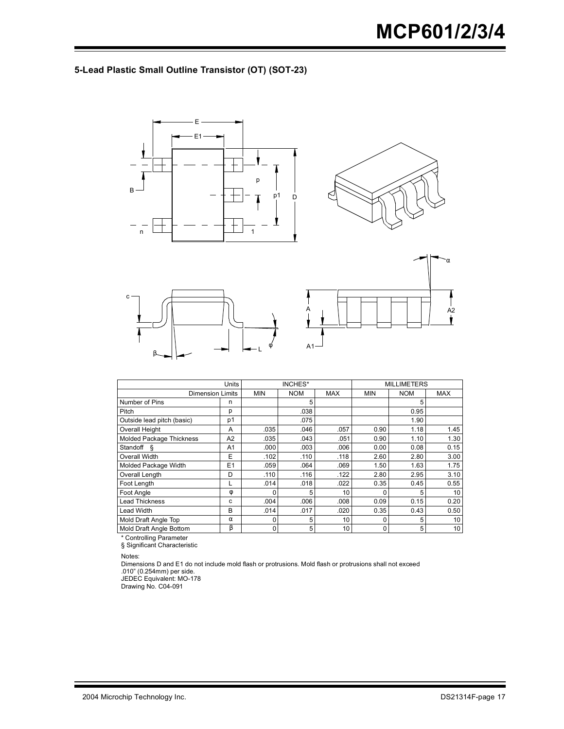## 5-Lead Plastic Small Outline Transistor (OT) (SOT-23)

E
E1
B
n
p
p1
D
1
α
c
A
A2
β
L
φ
A1

| Units | | INCHES* | | | MILLIMETERS | | |
|---|---|---|---|---|---|---|---|
| Dimension Limits | | MIN | NOM | MAX | MIN | NOM | MAX |
| Number of Pins | n | | 5 | | | 5 | |
| Pitch | p | | .038 | | | 0.95 | |
| Outside lead pitch (basic) | p1 | | .075 | | | 1.90 | |
| Overall Height | A | .035 | .046 | .057 | 0.90 | 1.18 | 1.45 |
| Molded Package Thickness | A2 | .035 | .043 | .051 | 0.90 | 1.10 | 1.30 |
| Standoff § | A1 | .000 | .003 | .006 | 0.00 | 0.08 | 0.15 |
| Overall Width | E | .102 | .110 | .118 | 2.60 | 2.80 | 3.00 |
| Molded Package Width | E1 | .059 | .064 | .069 | 1.50 | 1.63 | 1.75 |
| Overall Length | D | .110 | .116 | .122 | 2.80 | 2.95 | 3.10 |
| Foot Length | L | .014 | .018 | .022 | 0.35 | 0.45 | 0.55 |
| Foot Angle | φ | 0 | 5 | 10 | 0 | 5 | 10 |
| Lead Thickness | c | .004 | .006 | .008 | 0.09 | 0.15 | 0.20 |
| Lead Width | B | .014 | .017 | .020 | 0.35 | 0.43 | 0.50 |
| Mold Draft Angle Top | α | 0 | 5 | 10 | 0 | 5 | 10 |
| Mold Draft Angle Bottom | β | 0 | 5 | 10 | 0 | 5 | 10 |

\* Controlling Parameter
§ Significant Characteristic

Notes:
Dimensions D and E1 do not include mold flash or protrusions. Mold flash or protrusions shall not exceed .010" (0.254mm) per side.
JEDEC Equivalent: MO-178
Drawing No. C04-091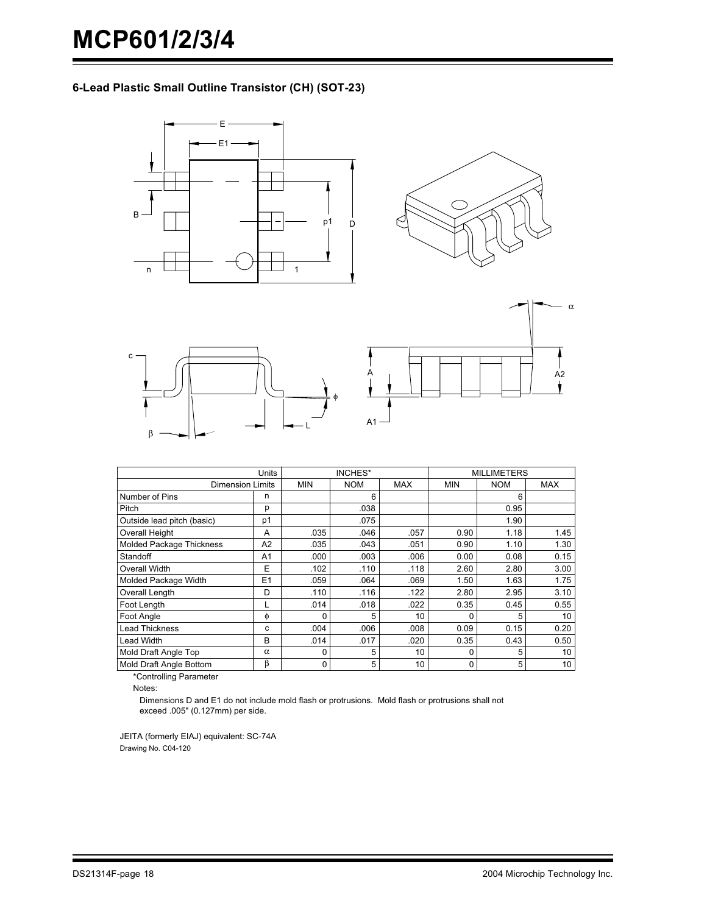### 6-Lead Plastic Small Outline Transistor (CH) (SOT-23)

E
E1
B
n
p1
D
1
α
c
A
A2
φ
A1
β
L

| Units | | INCHES* | | | MILLIMETERS | | |
|---|---|---|---|---|---|---|---|
| Dimension Limits | | MIN | NOM | MAX | MIN | NOM | MAX |
| Number of Pins | n | | 6 | | | 6 | |
| Pitch | p | | .038 | | | 0.95 | |
| Outside lead pitch (basic) | p1 | | .075 | | | 1.90 | |
| Overall Height | A | .035 | .046 | .057 | 0.90 | 1.18 | 1.45 |
| Molded Package Thickness | A2 | .035 | .043 | .051 | 0.90 | 1.10 | 1.30 |
| Standoff | A1 | .000 | .003 | .006 | 0.00 | 0.08 | 0.15 |
| Overall Width | E | .102 | .110 | .118 | 2.60 | 2.80 | 3.00 |
| Molded Package Width | E1 | .059 | .064 | .069 | 1.50 | 1.63 | 1.75 |
| Overall Length | D | .110 | .116 | .122 | 2.80 | 2.95 | 3.10 |
| Foot Length | L | .014 | .018 | .022 | 0.35 | 0.45 | 0.55 |
| Foot Angle | φ | 0 | 5 | 10 | 0 | 5 | 10 |
| Lead Thickness | c | .004 | .006 | .008 | 0.09 | 0.15 | 0.20 |
| Lead Width | B | .014 | .017 | .020 | 0.35 | 0.43 | 0.50 |
| Mold Draft Angle Top | α | 0 | 5 | 10 | 0 | 5 | 10 |
| Mold Draft Angle Bottom | β | 0 | 5 | 10 | 0 | 5 | 10 |

*Controlling Parameter

Notes:

Dimensions D and E1 do not include mold flash or protrusions. Mold flash or protrusions shall not exceed .005" (0.127mm) per side.

JEITA (formerly EIAJ) equivalent: SC-74A

Drawing No. C04-120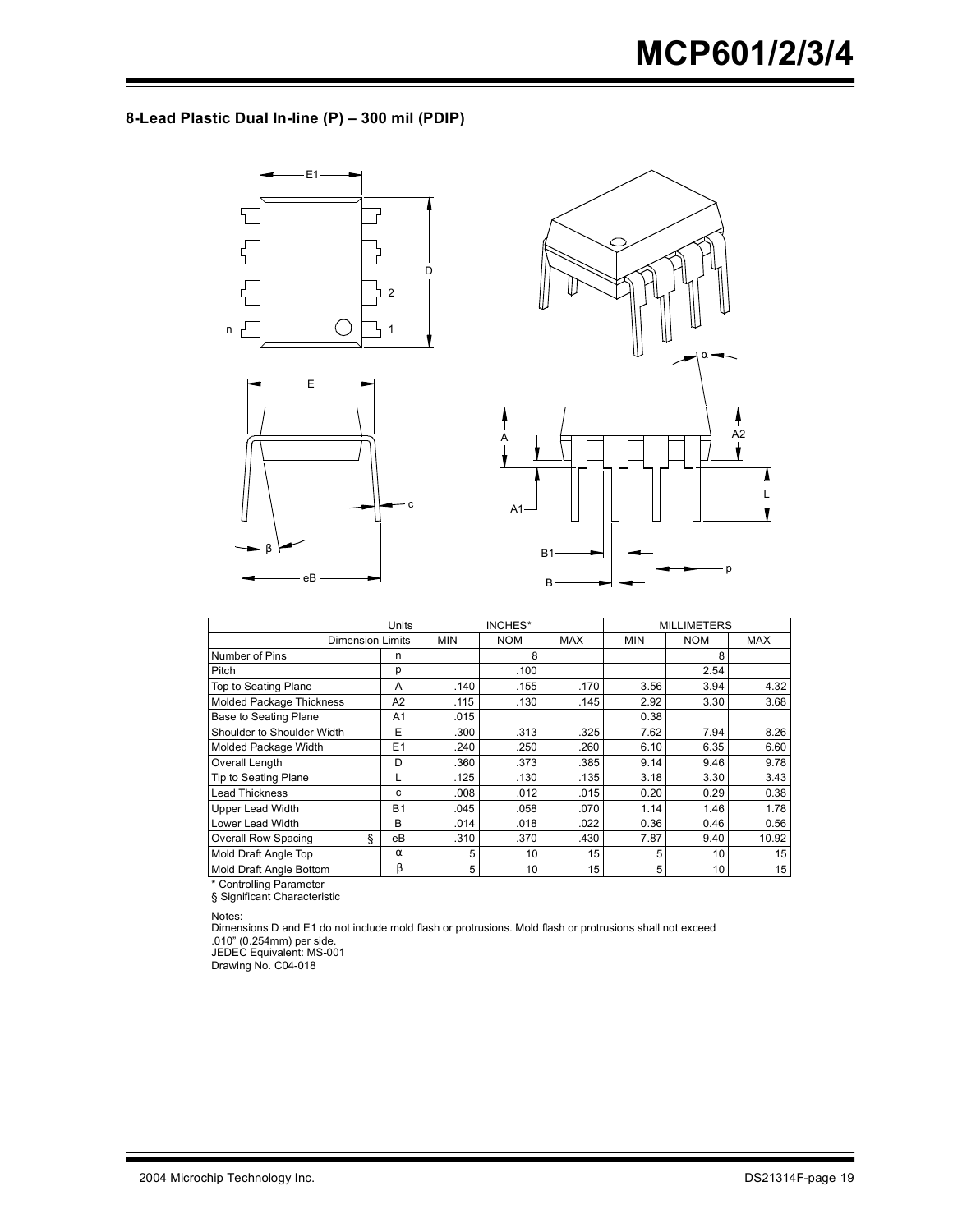## 8-Lead Plastic Dual In-line (P) – 300 mil (PDIP)

| Units | | INCHES* | | | MILLIMETERS | | |
|---|---|---|---|---|---|---|---|
| Dimension Limits | | MIN | NOM | MAX | MIN | NOM | MAX |
| Number of Pins | n | | 8 | | | 8 | |
| Pitch | p | | .100 | | | 2.54 | |
| Top to Seating Plane | A | .140 | .155 | .170 | 3.56 | 3.94 | 4.32 |
| Molded Package Thickness | A2 | .115 | .130 | .145 | 2.92 | 3.30 | 3.68 |
| Base to Seating Plane | A1 | .015 | | | 0.38 | | |
| Shoulder to Shoulder Width | E | .300 | .313 | .325 | 7.62 | 7.94 | 8.26 |
| Molded Package Width | E1 | .240 | .250 | .260 | 6.10 | 6.35 | 6.60 |
| Overall Length | D | .360 | .373 | .385 | 9.14 | 9.46 | 9.78 |
| Tip to Seating Plane | L | .125 | .130 | .135 | 3.18 | 3.30 | 3.43 |
| Lead Thickness | c | .008 | .012 | .015 | 0.20 | 0.29 | 0.38 |
| Upper Lead Width | B1 | .045 | .058 | .070 | 1.14 | 1.46 | 1.78 |
| Lower Lead Width | B | .014 | .018 | .022 | 0.36 | 0.46 | 0.56 |
| Overall Row Spacing § | eB | .310 | .370 | .430 | 7.87 | 9.40 | 10.92 |
| Mold Draft Angle Top | α | 5 | 10 | 15 | 5 | 10 | 15 |
| Mold Draft Angle Bottom | β | 5 | 10 | 15 | 5 | 10 | 15 |

\* Controlling Parameter

§ Significant Characteristic

Notes:

Dimensions D and E1 do not include mold flash or protrusions. Mold flash or protrusions shall not exceed .010" (0.254mm) per side.

JEDEC Equivalent: MS-001

Drawing No. C04-018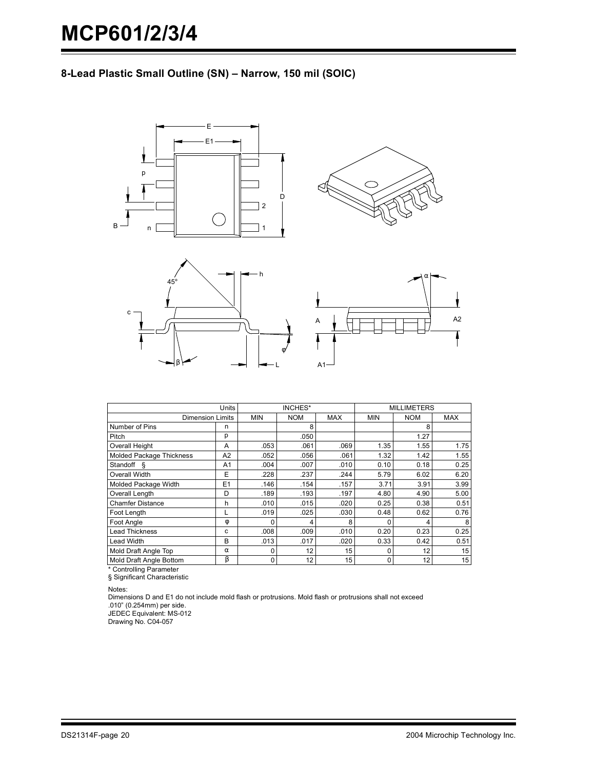## 8-Lead Plastic Small Outline (SN) – Narrow, 150 mil (SOIC)

| Units | | INCHES* | | | MILLIMETERS | | |
|---|---|---|---|---|---|---|---|
| Dimension Limits | | MIN | NOM | MAX | MIN | NOM | MAX |
| Number of Pins | n | | 8 | | | 8 | |
| Pitch | p | | .050 | | | 1.27 | |
| Overall Height | A | .053 | .061 | .069 | 1.35 | 1.55 | 1.75 |
| Molded Package Thickness | A2 | .052 | .056 | .061 | 1.32 | 1.42 | 1.55 |
| Standoff § | A1 | .004 | .007 | .010 | 0.10 | 0.18 | 0.25 |
| Overall Width | E | .228 | .237 | .244 | 5.79 | 6.02 | 6.20 |
| Molded Package Width | E1 | .146 | .154 | .157 | 3.71 | 3.91 | 3.99 |
| Overall Length | D | .189 | .193 | .197 | 4.80 | 4.90 | 5.00 |
| Chamfer Distance | h | .010 | .015 | .020 | 0.25 | 0.38 | 0.51 |
| Foot Length | L | .019 | .025 | .030 | 0.48 | 0.62 | 0.76 |
| Foot Angle | φ | 0 | 4 | 8 | 0 | 4 | 8 |
| Lead Thickness | c | .008 | .009 | .010 | 0.20 | 0.23 | 0.25 |
| Lead Width | B | .013 | .017 | .020 | 0.33 | 0.42 | 0.51 |
| Mold Draft Angle Top | α | 0 | 12 | 15 | 0 | 12 | 15 |
| Mold Draft Angle Bottom | β | 0 | 12 | 15 | 0 | 12 | 15 |

\* Controlling Parameter

§ Significant Characteristic

Notes:

Dimensions D and E1 do not include mold flash or protrusions. Mold flash or protrusions shall not exceed .010" (0.254mm) per side.

JEDEC Equivalent: MS-012

Drawing No. C04-057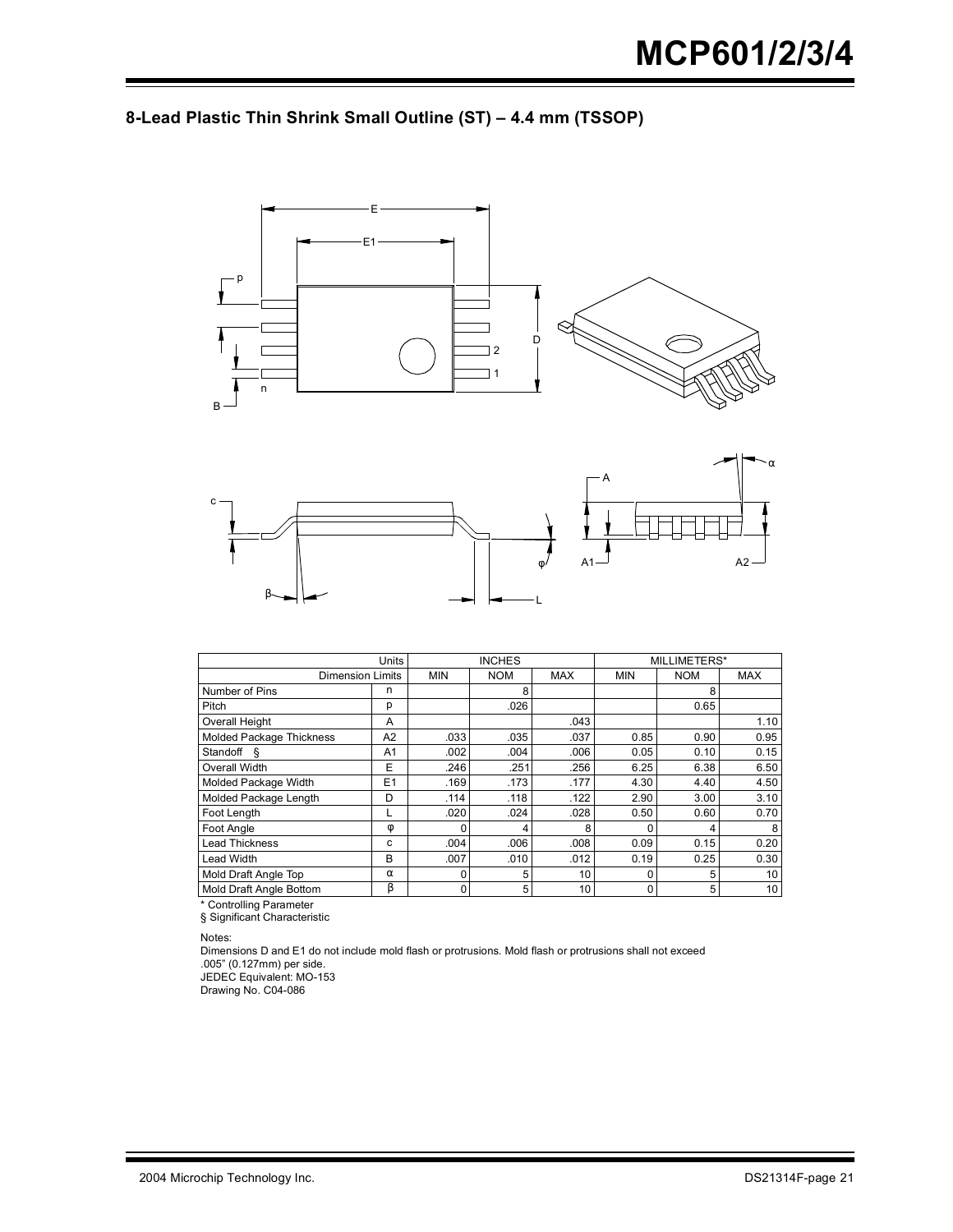## 8-Lead Plastic Thin Shrink Small Outline (ST) – 4.4 mm (TSSOP)

| Units | | INCHES | | | MILLIMETERS* | | |
|---|---|---|---|---|---|---|---|
| Dimension Limits | | MIN | NOM | MAX | MIN | NOM | MAX |
| Number of Pins | n | | 8 | | | 8 | |
| Pitch | p | | .026 | | | 0.65 | |
| Overall Height | A | | | .043 | | | 1.10 |
| Molded Package Thickness | A2 | .033 | .035 | .037 | 0.85 | 0.90 | 0.95 |
| Standoff § | A1 | .002 | .004 | .006 | 0.05 | 0.10 | 0.15 |
| Overall Width | E | .246 | .251 | .256 | 6.25 | 6.38 | 6.50 |
| Molded Package Width | E1 | .169 | .173 | .177 | 4.30 | 4.40 | 4.50 |
| Molded Package Length | D | .114 | .118 | .122 | 2.90 | 3.00 | 3.10 |
| Foot Length | L | .020 | .024 | .028 | 0.50 | 0.60 | 0.70 |
| Foot Angle | φ | 0 | 4 | 8 | 0 | 4 | 8 |
| Lead Thickness | c | .004 | .006 | .008 | 0.09 | 0.15 | 0.20 |
| Lead Width | B | .007 | .010 | .012 | 0.19 | 0.25 | 0.30 |
| Mold Draft Angle Top | α | 0 | 5 | 10 | 0 | 5 | 10 |
| Mold Draft Angle Bottom | β | 0 | 5 | 10 | 0 | 5 | 10 |

\* Controlling Parameter

§ Significant Characteristic

Notes:

Dimensions D and E1 do not include mold flash or protrusions. Mold flash or protrusions shall not exceed .005" (0.127mm) per side.

JEDEC Equivalent: MO-153

Drawing No. C04-086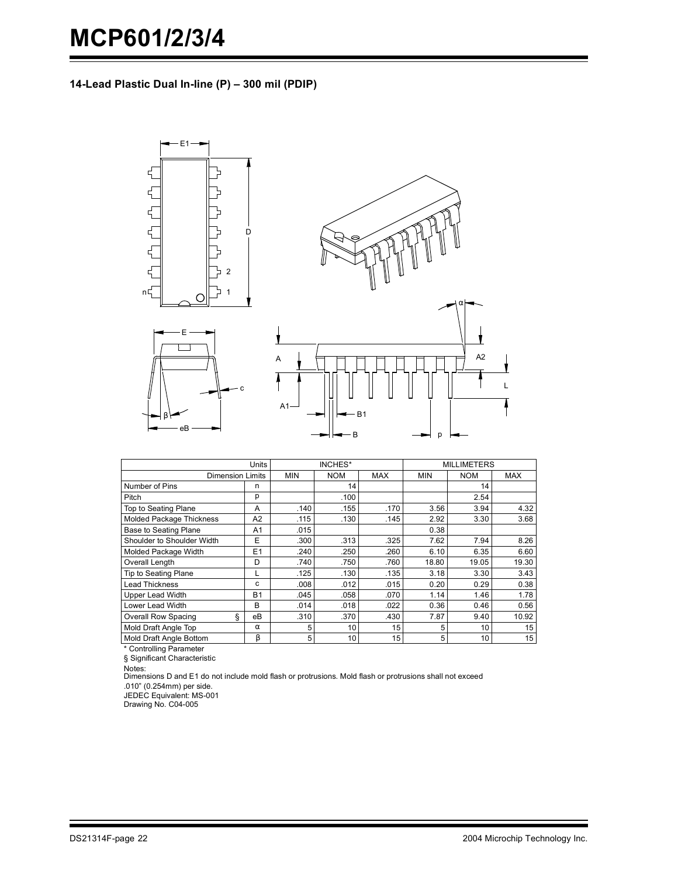## 14-Lead Plastic Dual In-line (P) – 300 mil (PDIP)

| Units | | INCHES* | | | MILLIMETERS | | |
|---|---|---|---|---|---|---|---|
| Dimension Limits | | MIN | NOM | MAX | MIN | NOM | MAX |
| Number of Pins | n | | 14 | | | 14 | |
| Pitch | p | | .100 | | | 2.54 | |
| Top to Seating Plane | A | .140 | .155 | .170 | 3.56 | 3.94 | 4.32 |
| Molded Package Thickness | A2 | .115 | .130 | .145 | 2.92 | 3.30 | 3.68 |
| Base to Seating Plane | A1 | .015 | | | 0.38 | | |
| Shoulder to Shoulder Width | E | .300 | .313 | .325 | 7.62 | 7.94 | 8.26 |
| Molded Package Width | E1 | .240 | .250 | .260 | 6.10 | 6.35 | 6.60 |
| Overall Length | D | .740 | .750 | .760 | 18.80 | 19.05 | 19.30 |
| Tip to Seating Plane | L | .125 | .130 | .135 | 3.18 | 3.30 | 3.43 |
| Lead Thickness | c | .008 | .012 | .015 | 0.20 | 0.29 | 0.38 |
| Upper Lead Width | B1 | .045 | .058 | .070 | 1.14 | 1.46 | 1.78 |
| Lower Lead Width | B | .014 | .018 | .022 | 0.36 | 0.46 | 0.56 |
| Overall Row Spacing § | eB | .310 | .370 | .430 | 7.87 | 9.40 | 10.92 |
| Mold Draft Angle Top | α | 5 | 10 | 15 | 5 | 10 | 15 |
| Mold Draft Angle Bottom | β | 5 | 10 | 15 | 5 | 10 | 15 |

\* Controlling Parameter

§ Significant Characteristic

Notes:

Dimensions D and E1 do not include mold flash or protrusions. Mold flash or protrusions shall not exceed .010" (0.254mm) per side.

JEDEC Equivalent: MS-001

Drawing No. C04-005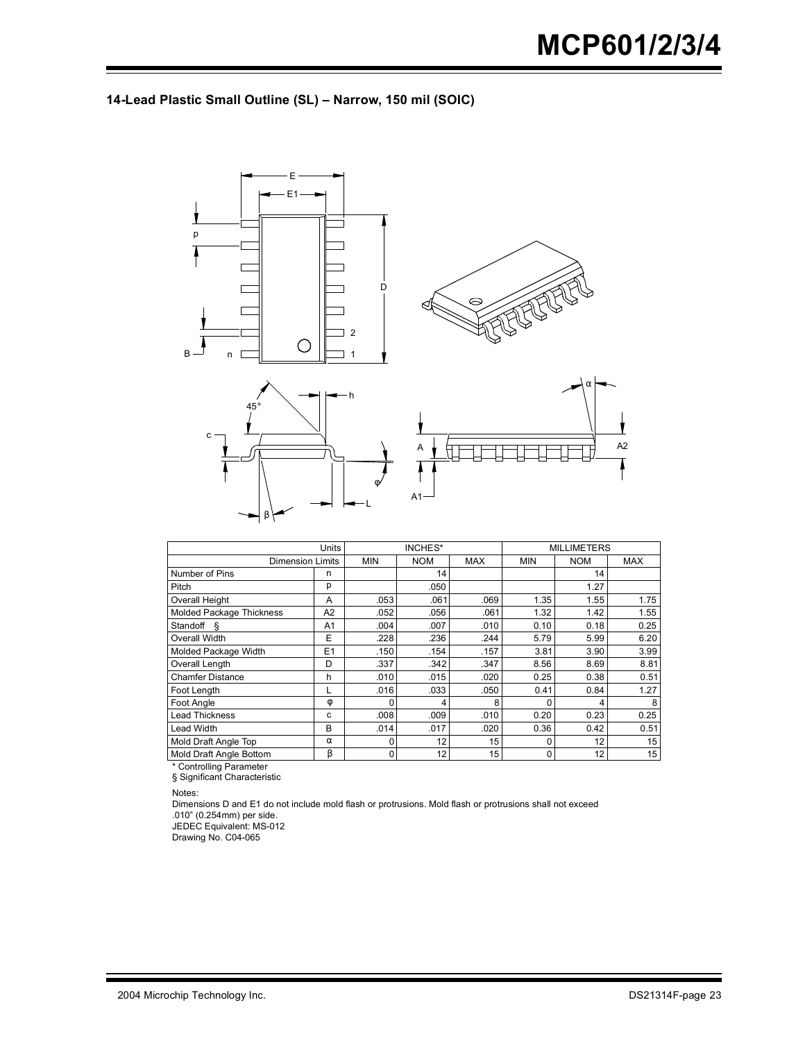## 14-Lead Plastic Small Outline (SL) – Narrow, 150 mil (SOIC)

E
E1
p
D
2
B
n
1
45°
h
c
φ
L
β
α
A
A2
A1

| Units | | INCHES* | | | MILLIMETERS | | |
|---|---|---|---|---|---|---|---|
| Dimension Limits | | MIN | NOM | MAX | MIN | NOM | MAX |
| Number of Pins | n | | 14 | | | 14 | |
| Pitch | p | | .050 | | | 1.27 | |
| Overall Height | A | .053 | .061 | .069 | 1.35 | 1.55 | 1.75 |
| Molded Package Thickness | A2 | .052 | .056 | .061 | 1.32 | 1.42 | 1.55 |
| Standoff § | A1 | .004 | .007 | .010 | 0.10 | 0.18 | 0.25 |
| Overall Width | E | .228 | .236 | .244 | 5.79 | 5.99 | 6.20 |
| Molded Package Width | E1 | .150 | .154 | .157 | 3.81 | 3.90 | 3.99 |
| Overall Length | D | .337 | .342 | .347 | 8.56 | 8.69 | 8.81 |
| Chamfer Distance | h | .010 | .015 | .020 | 0.25 | 0.38 | 0.51 |
| Foot Length | L | .016 | .033 | .050 | 0.41 | 0.84 | 1.27 |
| Foot Angle | φ | 0 | 4 | 8 | 0 | 4 | 8 |
| Lead Thickness | c | .008 | .009 | .010 | 0.20 | 0.23 | 0.25 |
| Lead Width | B | .014 | .017 | .020 | 0.36 | 0.42 | 0.51 |
| Mold Draft Angle Top | α | 0 | 12 | 15 | 0 | 12 | 15 |
| Mold Draft Angle Bottom | β | 0 | 12 | 15 | 0 | 12 | 15 |

\* Controlling Parameter
§ Significant Characteristic

Notes:
Dimensions D and E1 do not include mold flash or protrusions. Mold flash or protrusions shall not exceed .010" (0.254mm) per side.
JEDEC Equivalent: MS-012
Drawing No. C04-065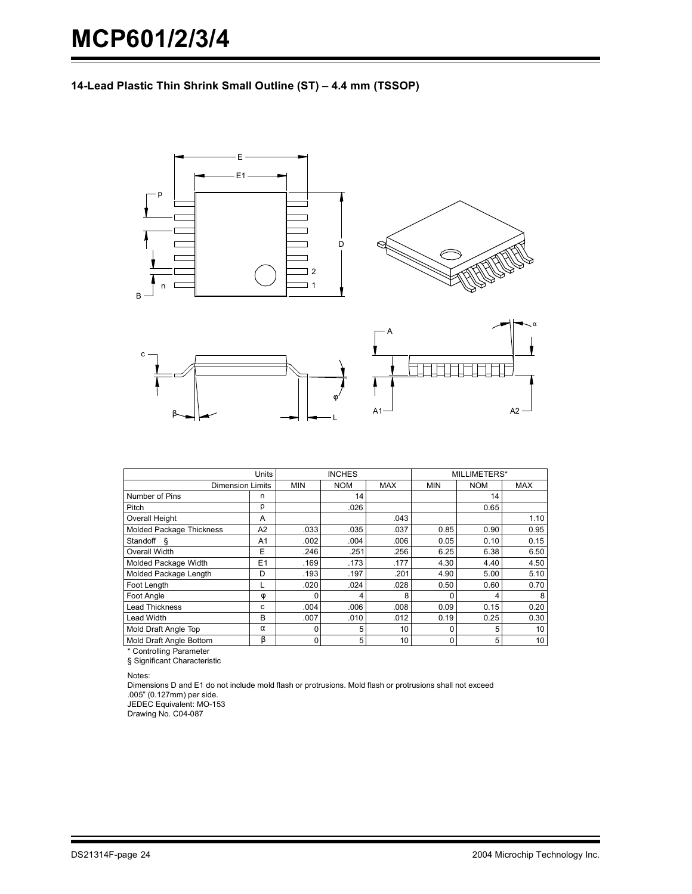### 14-Lead Plastic Thin Shrink Small Outline (ST) – 4.4 mm (TSSOP)

E

E1

p

D

2

1

n

B

c

β

φ

L

A

α

A1

A2

| Units | | INCHES | | | MILLIMETERS* | | |
|---|---|---|---|---|---|---|---|
| Dimension Limits | | MIN | NOM | MAX | MIN | NOM | MAX |
| Number of Pins | n | | 14 | | | 14 | |
| Pitch | p | | .026 | | | 0.65 | |
| Overall Height | A | | | .043 | | | 1.10 |
| Molded Package Thickness | A2 | .033 | .035 | .037 | 0.85 | 0.90 | 0.95 |
| Standoff § | A1 | .002 | .004 | .006 | 0.05 | 0.10 | 0.15 |
| Overall Width | E | .246 | .251 | .256 | 6.25 | 6.38 | 6.50 |
| Molded Package Width | E1 | .169 | .173 | .177 | 4.30 | 4.40 | 4.50 |
| Molded Package Length | D | .193 | .197 | .201 | 4.90 | 5.00 | 5.10 |
| Foot Length | L | .020 | .024 | .028 | 0.50 | 0.60 | 0.70 |
| Foot Angle | φ | 0 | 4 | 8 | 0 | 4 | 8 |
| Lead Thickness | c | .004 | .006 | .008 | 0.09 | 0.15 | 0.20 |
| Lead Width | B | .007 | .010 | .012 | 0.19 | 0.25 | 0.30 |
| Mold Draft Angle Top | α | 0 | 5 | 10 | 0 | 5 | 10 |
| Mold Draft Angle Bottom | β | 0 | 5 | 10 | 0 | 5 | 10 |

* Controlling Parameter

§ Significant Characteristic

Notes:

Dimensions D and E1 do not include mold flash or protrusions. Mold flash or protrusions shall not exceed .005" (0.127mm) per side.

JEDEC Equivalent: MO-153

Drawing No. C04-087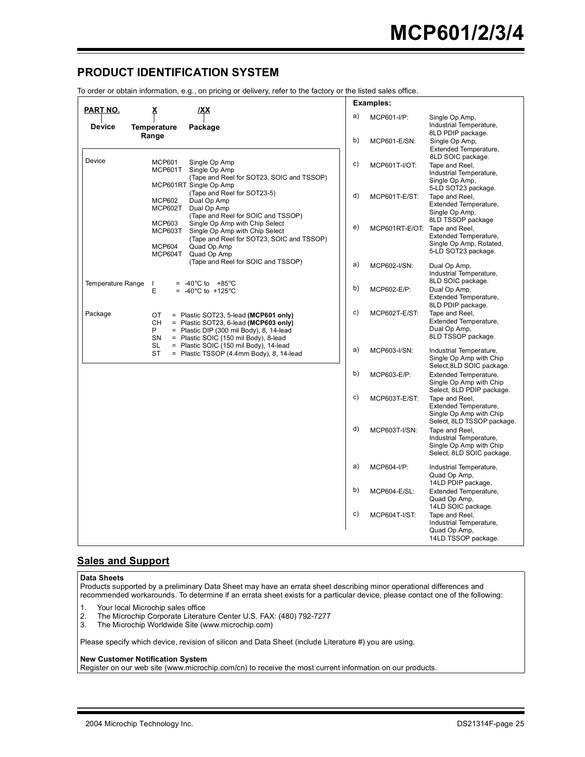## PRODUCT IDENTIFICATION SYSTEM

To order or obtain information, e.g., on pricing or delivery, refer to the factory or the listed sales office.

| PART NO. | X | /XX |
|---|---|---|
| Device | Temperature Range | Package |

| | | |
|---|---|---|
| Device | MCP601 | Single Op Amp |
| | MCP601T | Single Op Amp (Tape and Reel for SOT23, SOIC and TSSOP) |
| | MCP601RT | Single Op Amp (Tape and Reel for SOT23-5) |
| | MCP602 | Dual Op Amp |
| | MCP602T | Dual Op Amp (Tape and Reel for SOIC and TSSOP) |
| | MCP603 | Single Op Amp with Chip Select |
| | MCP603T | Single Op Amp with Chip Select (Tape and Reel for SOT23, SOIC and TSSOP) |
| | MCP604 | Quad Op Amp |
| | MCP604T | Quad Op Amp (Tape and Reel for SOIC and TSSOP) |
| Temperature Range | I | = -40°C to +85°C |
| | E | = -40°C to +125°C |
| Package | OT | = Plastic SOT23, 5-lead **(MCP601 only)** |
| | CH | = Plastic SOT23, 6-lead **(MCP603 only)** |
| | P | = Plastic DIP (300 mil Body), 8, 14-lead |
| | SN | = Plastic SOIC (150 mil Body), 8-lead |
| | SL | = Plastic SOIC (150 mil Body), 14-lead |
| | ST | = Plastic TSSOP (4.4mm Body), 8, 14-lead |

**Examples:**

a) MCP601-I/P: Single Op Amp, Industrial Temperature, 8LD PDIP package.
b) MCP601-E/SN: Single Op Amp, Extended Temperature, 8LD SOIC package.
c) MCP601T-I/OT: Tape and Reel, Industrial Temperature, Single Op Amp, 5-LD SOT23 package.
d) MCP601T-E/ST: Tape and Reel, Extended Temperature, Single Op Amp, 8LD TSSOP package
e) MCP601RT-E/OT: Tape and Reel, Extended Temperature, Single Op Amp, Rotated, 5-LD SOT23 package.

a) MCP602-I/SN: Dual Op Amp, Industrial Temperature, 8LD SOIC package.
b) MCP602-E/P: Dual Op Amp, Extended Temperature, 8LD PDIP package.
c) MCP602T-E/ST: Tape and Reel, Extended Temperature, Dual Op Amp, 8LD TSSOP package.

a) MCP603-I/SN: Industrial Temperature, Single Op Amp with Chip Select,8LD SOIC package.
b) MCP603-E/P: Extended Temperature, Single Op Amp with Chip Select, 8LD PDIP package.
c) MCP603T-E/ST: Tape and Reel, Extended Temperature, Single Op Amp with Chip Select, 8LD TSSOP package.
d) MCP603T-I/SN: Tape and Reel, Industrial Temperature, Single Op Amp with Chip Select, 8LD SOIC package.

a) MCP604-I/P: Industrial Temperature, Quad Op Amp, 14LD PDIP package.
b) MCP604-E/SL: Extended Temperature, Quad Op Amp, 14LD SOIC package.
c) MCP604T-I/ST: Tape and Reel, Industrial Temperature, Quad Op Amp, 14LD TSSOP package.

## Sales and Support

**Data Sheets**

Products supported by a preliminary Data Sheet may have an errata sheet describing minor operational differences and recommended workarounds. To determine if an errata sheet exists for a particular device, please contact one of the following:

1. Your local Microchip sales office
2. The Microchip Corporate Literature Center U.S. FAX: (480) 792-7277
3. The Microchip Worldwide Site (www.microchip.com)

Please specify which device, revision of silicon and Data Sheet (include Literature #) you are using.

**New Customer Notification System**

Register on our web site (www.microchip.com/cn) to receive the most current information on our products.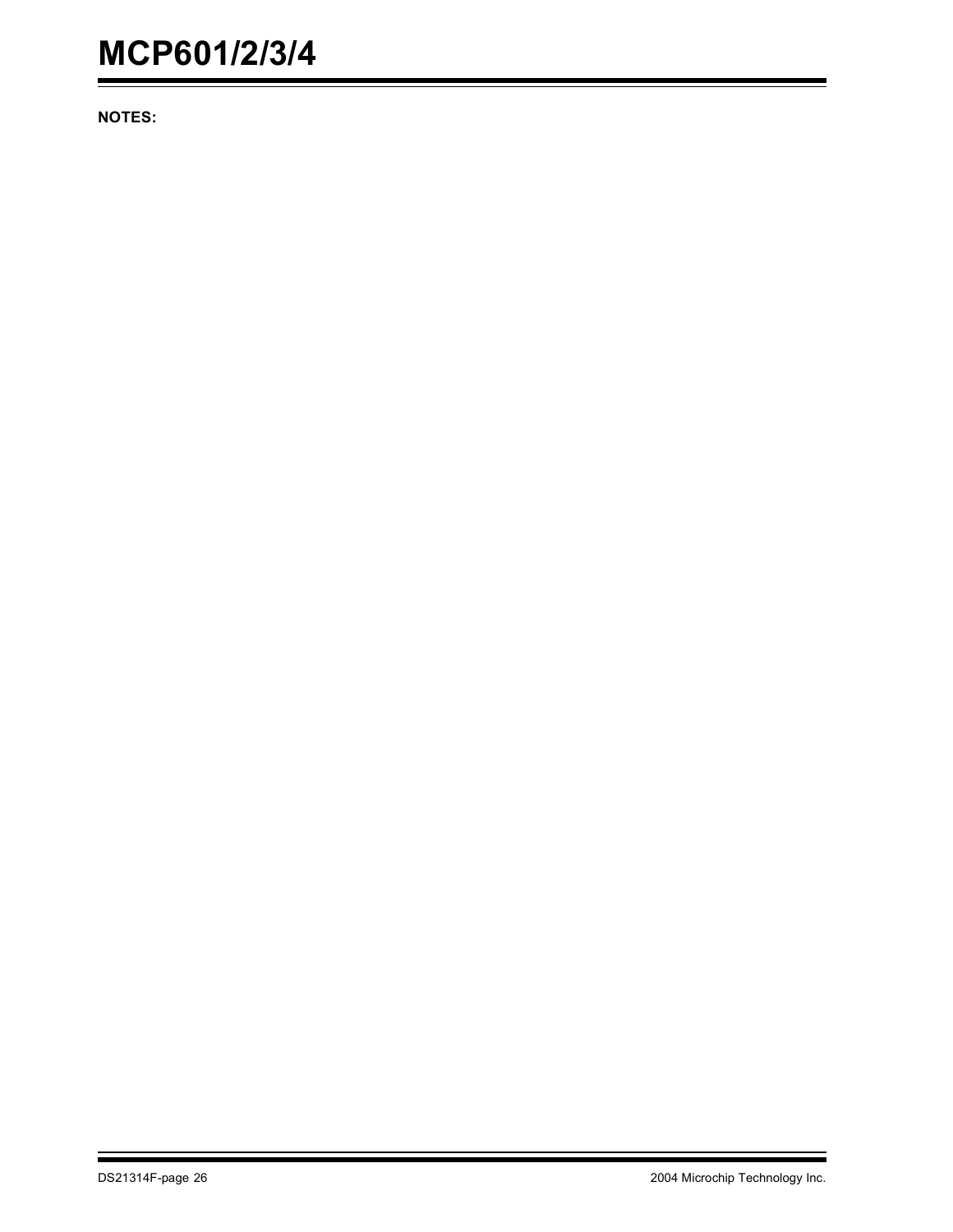**NOTES:**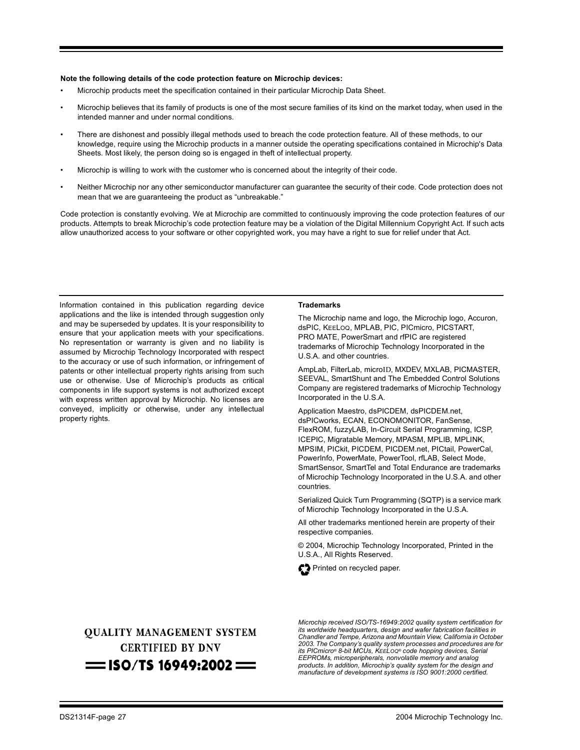**Note the following details of the code protection feature on Microchip devices:**

- Microchip products meet the specification contained in their particular Microchip Data Sheet.
- Microchip believes that its family of products is one of the most secure families of its kind on the market today, when used in the intended manner and under normal conditions.
- There are dishonest and possibly illegal methods used to breach the code protection feature. All of these methods, to our knowledge, require using the Microchip products in a manner outside the operating specifications contained in Microchip's Data Sheets. Most likely, the person doing so is engaged in theft of intellectual property.
- Microchip is willing to work with the customer who is concerned about the integrity of their code.
- Neither Microchip nor any other semiconductor manufacturer can guarantee the security of their code. Code protection does not mean that we are guaranteeing the product as "unbreakable."

Code protection is constantly evolving. We at Microchip are committed to continuously improving the code protection features of our products. Attempts to break Microchip's code protection feature may be a violation of the Digital Millennium Copyright Act. If such acts allow unauthorized access to your software or other copyrighted work, you may have a right to sue for relief under that Act.

Information contained in this publication regarding device applications and the like is intended through suggestion only and may be superseded by updates. It is your responsibility to ensure that your application meets with your specifications. No representation or warranty is given and no liability is assumed by Microchip Technology Incorporated with respect to the accuracy or use of such information, or infringement of patents or other intellectual property rights arising from such use or otherwise. Use of Microchip's products as critical components in life support systems is not authorized except with express written approval by Microchip. No licenses are conveyed, implicitly or otherwise, under any intellectual property rights.

**Trademarks**

The Microchip name and logo, the Microchip logo, Accuron, dsPIC, KEELOQ, MPLAB, PIC, PICmicro, PICSTART, PRO MATE, PowerSmart and rfPIC are registered trademarks of Microchip Technology Incorporated in the U.S.A. and other countries.

AmpLab, FilterLab, microID, MXDEV, MXLAB, PICMASTER, SEEVAL, SmartShunt and The Embedded Control Solutions Company are registered trademarks of Microchip Technology Incorporated in the U.S.A.

Application Maestro, dsPICDEM, dsPICDEM.net, dsPICworks, ECAN, ECONOMONITOR, FanSense, FlexROM, fuzzyLAB, In-Circuit Serial Programming, ICSP, ICEPIC, Migratable Memory, MPASM, MPLIB, MPLINK, MPSIM, PICkit, PICDEM, PICDEM.net, PICtail, PowerCal, PowerInfo, PowerMate, PowerTool, rfLAB, Select Mode, SmartSensor, SmartTel and Total Endurance are trademarks of Microchip Technology Incorporated in the U.S.A. and other countries.

Serialized Quick Turn Programming (SQTP) is a service mark of Microchip Technology Incorporated in the U.S.A.

All other trademarks mentioned herein are property of their respective companies.

© 2004, Microchip Technology Incorporated, Printed in the U.S.A., All Rights Reserved.

Printed on recycled paper.

QUALITY MANAGEMENT SYSTEM
CERTIFIED BY DNV
ISO/TS 16949:2002

*Microchip received ISO/TS-16949:2002 quality system certification for its worldwide headquarters, design and wafer fabrication facilities in Chandler and Tempe, Arizona and Mountain View, California in October 2003. The Company's quality system processes and procedures are for its PICmicro® 8-bit MCUs, KEELOQ® code hopping devices, Serial EEPROMs, microperipherals, nonvolatile memory and analog products. In addition, Microchip's quality system for the design and manufacture of development systems is ISO 9001:2000 certified.*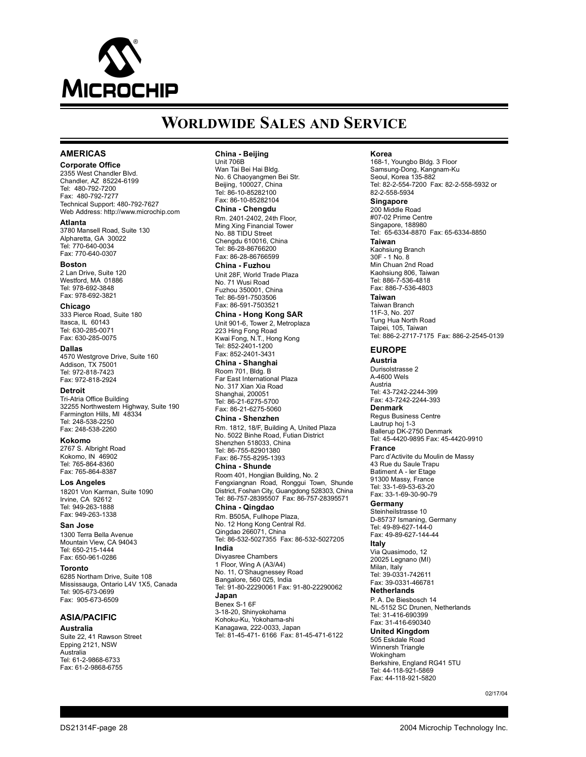# WORLDWIDE SALES AND SERVICE

## AMERICAS

**Corporate Office**
2355 West Chandler Blvd.
Chandler, AZ 85224-6199
Tel: 480-792-7200
Fax: 480-792-7277
Technical Support: 480-792-7627
Web Address: http://www.microchip.com

**Atlanta**
3780 Mansell Road, Suite 130
Alpharetta, GA 30022
Tel: 770-640-0034
Fax: 770-640-0307

**Boston**
2 Lan Drive, Suite 120
Westford, MA 01886
Tel: 978-692-3848
Fax: 978-692-3821

**Chicago**
333 Pierce Road, Suite 180
Itasca, IL 60143
Tel: 630-285-0071
Fax: 630-285-0075

**Dallas**
4570 Westgrove Drive, Suite 160
Addison, TX 75001
Tel: 972-818-7423
Fax: 972-818-2924

**Detroit**
Tri-Atria Office Building
32255 Northwestern Highway, Suite 190
Farmington Hills, MI 48334
Tel: 248-538-2250
Fax: 248-538-2260

**Kokomo**
2767 S. Albright Road
Kokomo, IN 46902
Tel: 765-864-8360
Fax: 765-864-8387

**Los Angeles**
18201 Von Karman, Suite 1090
Irvine, CA 92612
Tel: 949-263-1888
Fax: 949-263-1338

**San Jose**
1300 Terra Bella Avenue
Mountain View, CA 94043
Tel: 650-215-1444
Fax: 650-961-0286

**Toronto**
6285 Northam Drive, Suite 108
Mississauga, Ontario L4V 1X5, Canada
Tel: 905-673-0699
Fax: 905-673-6509

## ASIA/PACIFIC

**Australia**
Suite 22, 41 Rawson Street
Epping 2121, NSW
Australia
Tel: 61-2-9868-6733
Fax: 61-2-9868-6755

**China - Beijing**
Unit 706B
Wan Tai Bei Hai Bldg.
No. 6 Chaoyangmen Bei Str.
Beijing, 100027, China
Tel: 86-10-85282100
Fax: 86-10-85282104

**China - Chengdu**
Rm. 2401-2402, 24th Floor,
Ming Xing Financial Tower
No. 88 TIDU Street
Chengdu 610016, China
Tel: 86-28-86766200
Fax: 86-28-86766599

**China - Fuzhou**
Unit 28F, World Trade Plaza
No. 71 Wusi Road
Fuzhou 350001, China
Tel: 86-591-7503506
Fax: 86-591-7503521

**China - Hong Kong SAR**
Unit 901-6, Tower 2, Metroplaza
223 Hing Fong Road
Kwai Fong, N.T., Hong Kong
Tel: 852-2401-1200
Fax: 852-2401-3431

**China - Shanghai**
Room 701, Bldg. B
Far East International Plaza
No. 317 Xian Xia Road
Shanghai, 200051
Tel: 86-21-6275-5700
Fax: 86-21-6275-5060

**China - Shenzhen**
Rm. 1812, 18/F, Building A, United Plaza
No. 5022 Binhe Road, Futian District
Shenzhen 518033, China
Tel: 86-755-82901380
Fax: 86-755-8295-1393

**China - Shunde**
Room 401, Hongjian Building, No. 2
Fengxiangnan Road, Ronggui Town, Shunde
District, Foshan City, Guangdong 528303, China
Tel: 86-757-28395507 Fax: 86-757-28395571

**China - Qingdao**
Rm. B505A, Fullhope Plaza,
No. 12 Hong Kong Central Rd.
Qingdao 266071, China
Tel: 86-532-5027355 Fax: 86-532-5027205

**India**
Divyasree Chambers
1 Floor, Wing A (A3/A4)
No. 11, O'Shaugnessey Road
Bangalore, 560 025, India
Tel: 91-80-22290061 Fax: 91-80-22290062

**Japan**
Benex S-1 6F
3-18-20, Shinyokohama
Kohoku-Ku, Yokohama-shi
Kanagawa, 222-0033, Japan
Tel: 81-45-471- 6166 Fax: 81-45-471-6122

**Korea**
168-1, Youngbo Bldg. 3 Floor
Samsung-Dong, Kangnam-Ku
Seoul, Korea 135-882
Tel: 82-2-554-7200 Fax: 82-2-558-5932 or 82-2-558-5934

**Singapore**
200 Middle Road
#07-02 Prime Centre
Singapore, 188980
Tel: 65-6334-8870 Fax: 65-6334-8850

**Taiwan**
Kaohsiung Branch
30F - 1 No. 8
Min Chuan 2nd Road
Kaohsiung 806, Taiwan
Tel: 886-7-536-4818
Fax: 886-7-536-4803

**Taiwan**
Taiwan Branch
11F-3, No. 207
Tung Hua North Road
Taipei, 105, Taiwan
Tel: 886-2-2717-7175 Fax: 886-2-2545-0139

## EUROPE

**Austria**
Durisolstrasse 2
A-4600 Wels
Austria
Tel: 43-7242-2244-399
Fax: 43-7242-2244-393

**Denmark**
Regus Business Centre
Lautrup hoj 1-3
Ballerup DK-2750 Denmark
Tel: 45-4420-9895 Fax: 45-4420-9910

**France**
Parc d'Activite du Moulin de Massy
43 Rue du Saule Trapu
Batiment A - ler Etage
91300 Massy, France
Tel: 33-1-69-53-63-20
Fax: 33-1-69-30-90-79

**Germany**
Steinheilstrasse 10
D-85737 Ismaning, Germany
Tel: 49-89-627-144-0
Fax: 49-89-627-144-44

**Italy**
Via Quasimodo, 12
20025 Legnano (MI)
Milan, Italy
Tel: 39-0331-742611
Fax: 39-0331-466781

**Netherlands**
P. A. De Biesbosch 14
NL-5152 SC Drunen, Netherlands
Tel: 31-416-690399
Fax: 31-416-690340

**United Kingdom**
505 Eskdale Road
Winnersh Triangle
Wokingham
Berkshire, England RG41 5TU
Tel: 44-118-921-5869
Fax: 44-118-921-5820

02/17/04